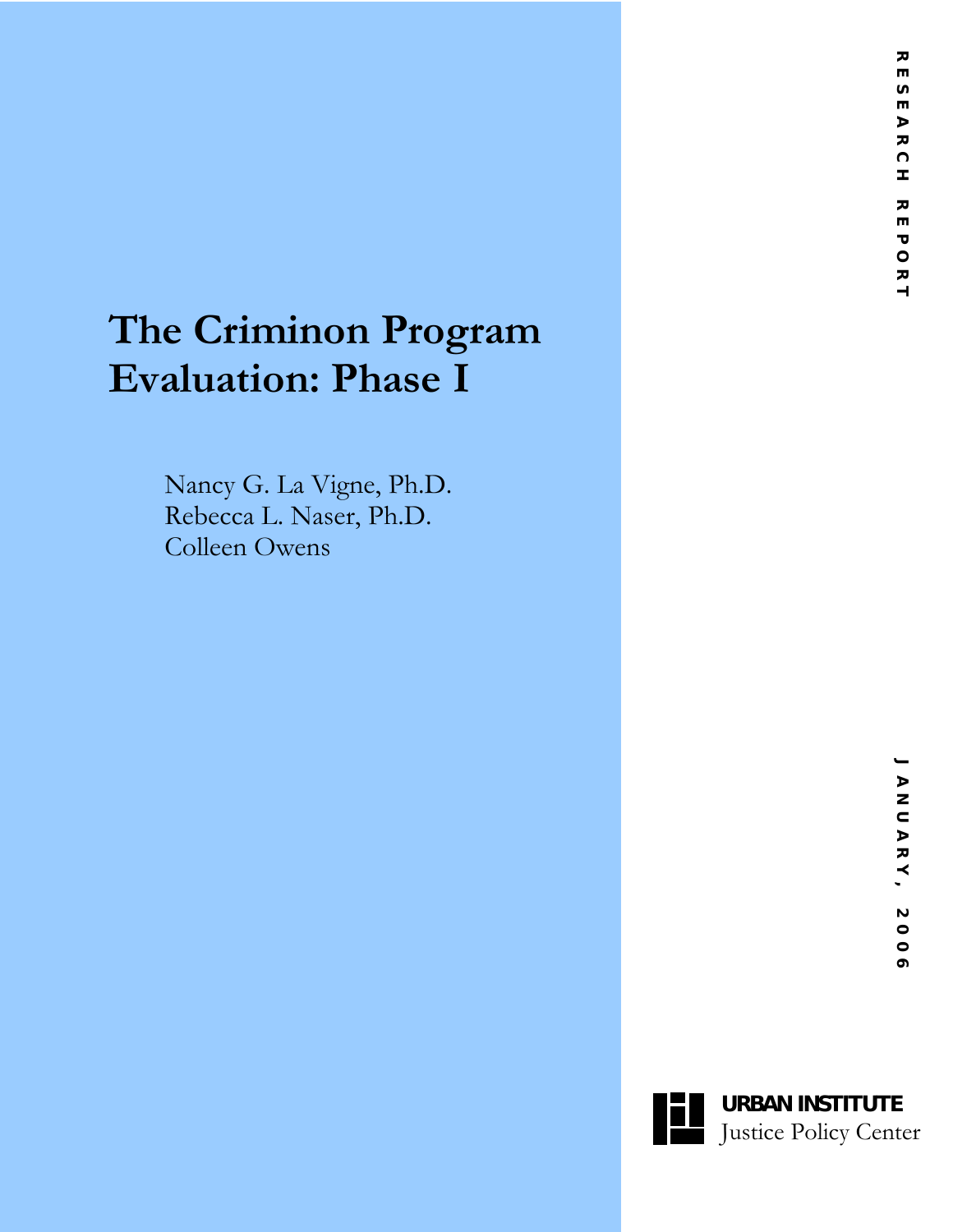RESEARCH REPORT

# The Criminon Program Evaluation: Phase I

Nancy G. La Vigne, Ph.D.
Rebecca L. Naser, Ph.D.
Colleen Owens

JANUARY, 2006

URBAN INSTITUTE
Justice Policy Center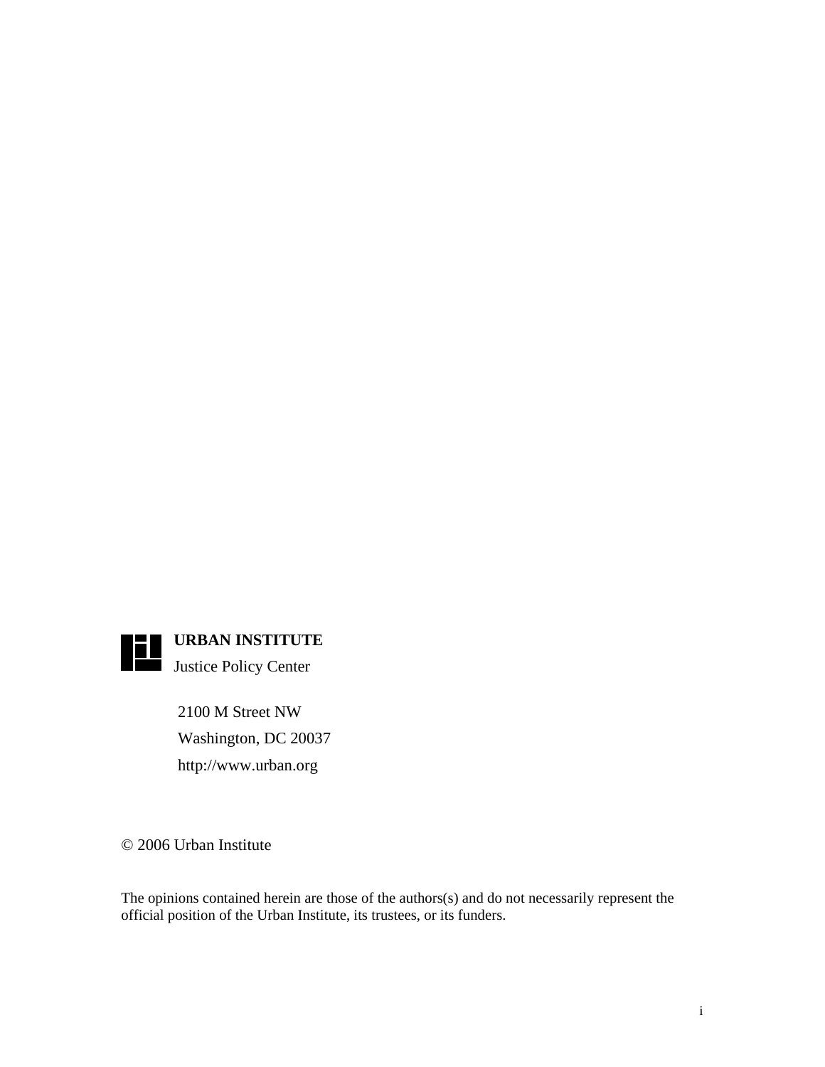**URBAN INSTITUTE**
Justice Policy Center

2100 M Street NW
Washington, DC 20037
http://www.urban.org

© 2006 Urban Institute

The opinions contained herein are those of the authors(s) and do not necessarily represent the official position of the Urban Institute, its trustees, or its funders.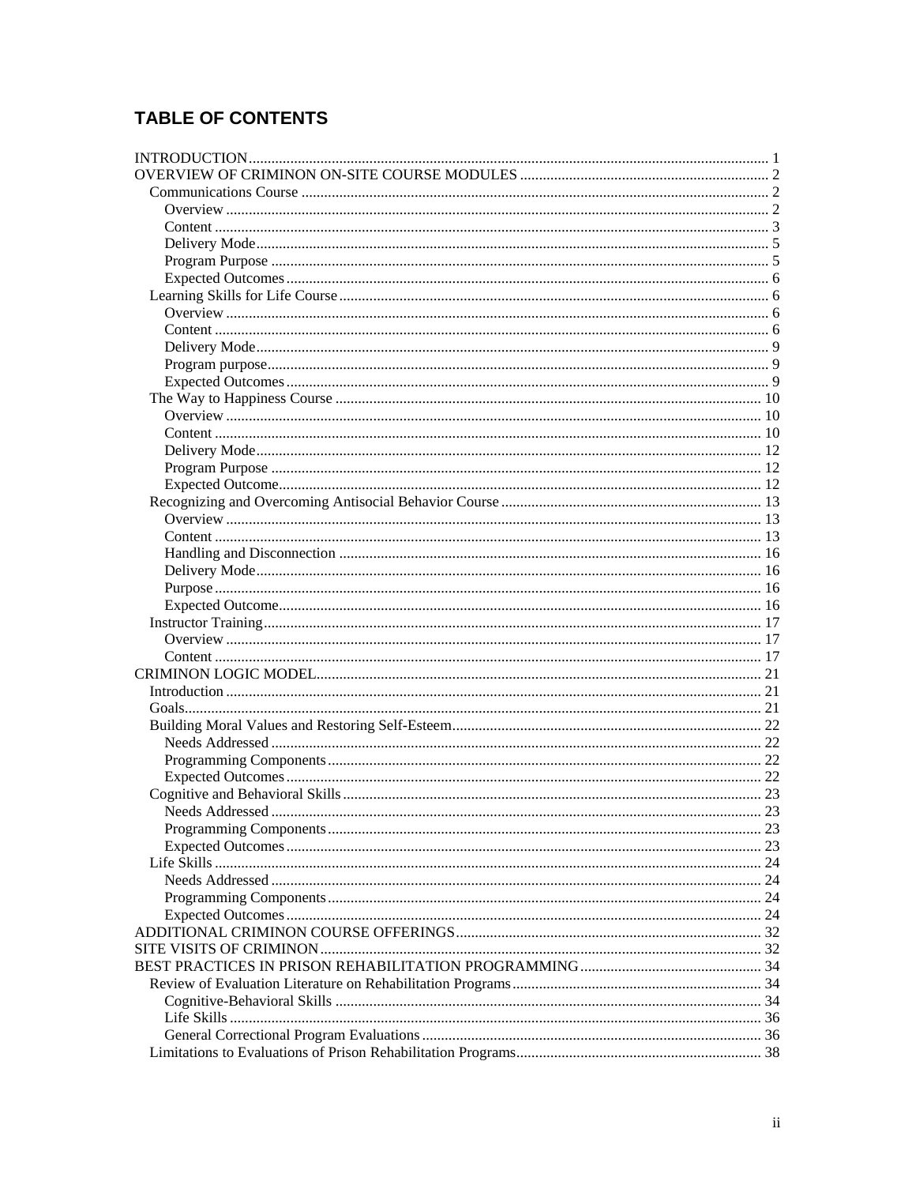## TABLE OF CONTENTS

- INTRODUCTION ........ 1
- OVERVIEW OF CRIMINON ON-SITE COURSE MODULES ........ 2
  - Communications Course ........ 2
    - Overview ........ 2
    - Content ........ 3
    - Delivery Mode ........ 5
    - Program Purpose ........ 5
    - Expected Outcomes ........ 6
  - Learning Skills for Life Course ........ 6
    - Overview ........ 6
    - Content ........ 6
    - Delivery Mode ........ 9
    - Program purpose ........ 9
    - Expected Outcomes ........ 9
  - The Way to Happiness Course ........ 10
    - Overview ........ 10
    - Content ........ 10
    - Delivery Mode ........ 12
    - Program Purpose ........ 12
    - Expected Outcome ........ 12
  - Recognizing and Overcoming Antisocial Behavior Course ........ 13
    - Overview ........ 13
    - Content ........ 13
    - Handling and Disconnection ........ 16
    - Delivery Mode ........ 16
    - Purpose ........ 16
    - Expected Outcome ........ 16
  - Instructor Training ........ 17
    - Overview ........ 17
    - Content ........ 17
- CRIMINON LOGIC MODEL ........ 21
  - Introduction ........ 21
  - Goals ........ 21
  - Building Moral Values and Restoring Self-Esteem ........ 22
    - Needs Addressed ........ 22
    - Programming Components ........ 22
    - Expected Outcomes ........ 22
  - Cognitive and Behavioral Skills ........ 23
    - Needs Addressed ........ 23
    - Programming Components ........ 23
    - Expected Outcomes ........ 23
  - Life Skills ........ 24
    - Needs Addressed ........ 24
    - Programming Components ........ 24
    - Expected Outcomes ........ 24
- ADDITIONAL CRIMINON COURSE OFFERINGS ........ 32
- SITE VISITS OF CRIMINON ........ 32
- BEST PRACTICES IN PRISON REHABILITATION PROGRAMMING ........ 34
  - Review of Evaluation Literature on Rehabilitation Programs ........ 34
    - Cognitive-Behavioral Skills ........ 34
    - Life Skills ........ 36
    - General Correctional Program Evaluations ........ 36
  - Limitations to Evaluations of Prison Rehabilitation Programs ........ 38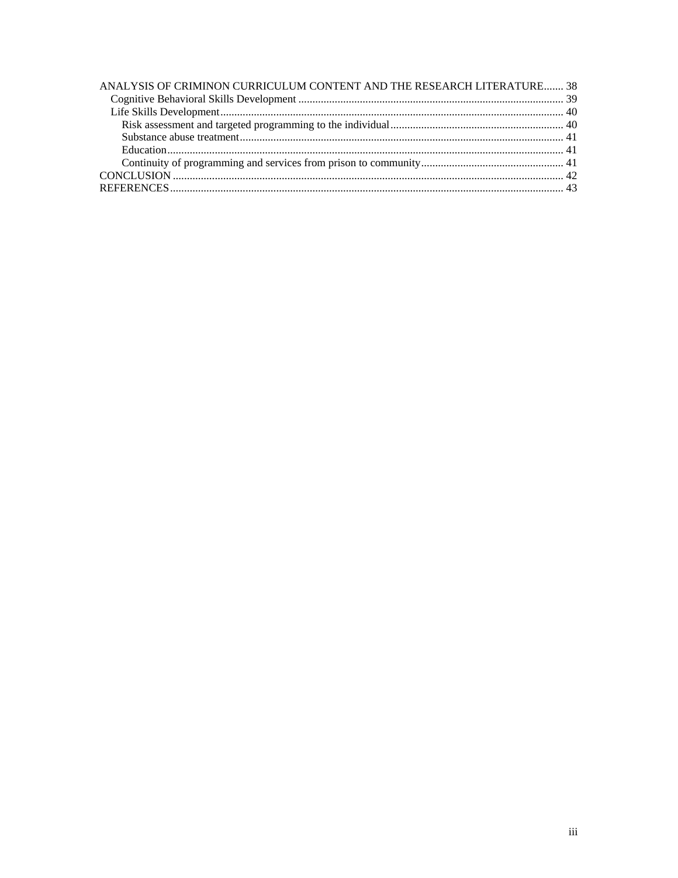ANALYSIS OF CRIMINON CURRICULUM CONTENT AND THE RESEARCH LITERATURE....... 38
- Cognitive Behavioral Skills Development ........................................................................ 39
- Life Skills Development.................................................................................................... 40
  - Risk assessment and targeted programming to the individual ........................................ 40
  - Substance abuse treatment............................................................................................. 41
  - Education........................................................................................................................ 41
  - Continuity of programming and services from prison to community............................. 41

CONCLUSION ............................................................................................................................ 42

REFERENCES............................................................................................................................. 43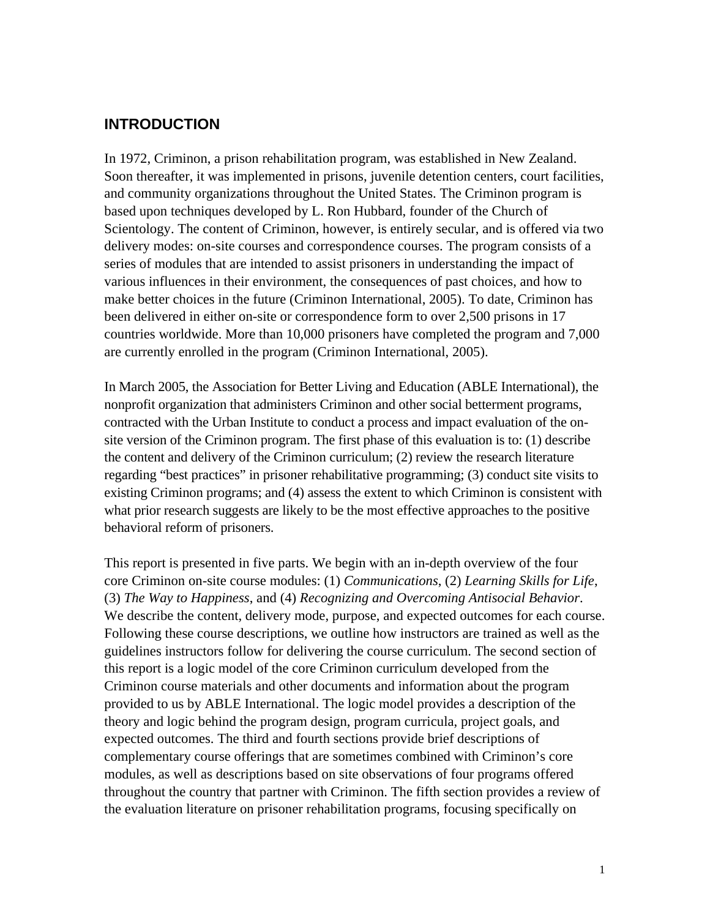## INTRODUCTION

In 1972, Criminon, a prison rehabilitation program, was established in New Zealand. Soon thereafter, it was implemented in prisons, juvenile detention centers, court facilities, and community organizations throughout the United States. The Criminon program is based upon techniques developed by L. Ron Hubbard, founder of the Church of Scientology. The content of Criminon, however, is entirely secular, and is offered via two delivery modes: on-site courses and correspondence courses. The program consists of a series of modules that are intended to assist prisoners in understanding the impact of various influences in their environment, the consequences of past choices, and how to make better choices in the future (Criminon International, 2005). To date, Criminon has been delivered in either on-site or correspondence form to over 2,500 prisons in 17 countries worldwide. More than 10,000 prisoners have completed the program and 7,000 are currently enrolled in the program (Criminon International, 2005).

In March 2005, the Association for Better Living and Education (ABLE International), the nonprofit organization that administers Criminon and other social betterment programs, contracted with the Urban Institute to conduct a process and impact evaluation of the on-site version of the Criminon program. The first phase of this evaluation is to: (1) describe the content and delivery of the Criminon curriculum; (2) review the research literature regarding "best practices" in prisoner rehabilitative programming; (3) conduct site visits to existing Criminon programs; and (4) assess the extent to which Criminon is consistent with what prior research suggests are likely to be the most effective approaches to the positive behavioral reform of prisoners.

This report is presented in five parts. We begin with an in-depth overview of the four core Criminon on-site course modules: (1) *Communications*, (2) *Learning Skills for Life*, (3) *The Way to Happiness*, and (4) *Recognizing and Overcoming Antisocial Behavior*. We describe the content, delivery mode, purpose, and expected outcomes for each course. Following these course descriptions, we outline how instructors are trained as well as the guidelines instructors follow for delivering the course curriculum. The second section of this report is a logic model of the core Criminon curriculum developed from the Criminon course materials and other documents and information about the program provided to us by ABLE International. The logic model provides a description of the theory and logic behind the program design, program curricula, project goals, and expected outcomes. The third and fourth sections provide brief descriptions of complementary course offerings that are sometimes combined with Criminon's core modules, as well as descriptions based on site observations of four programs offered throughout the country that partner with Criminon. The fifth section provides a review of the evaluation literature on prisoner rehabilitation programs, focusing specifically on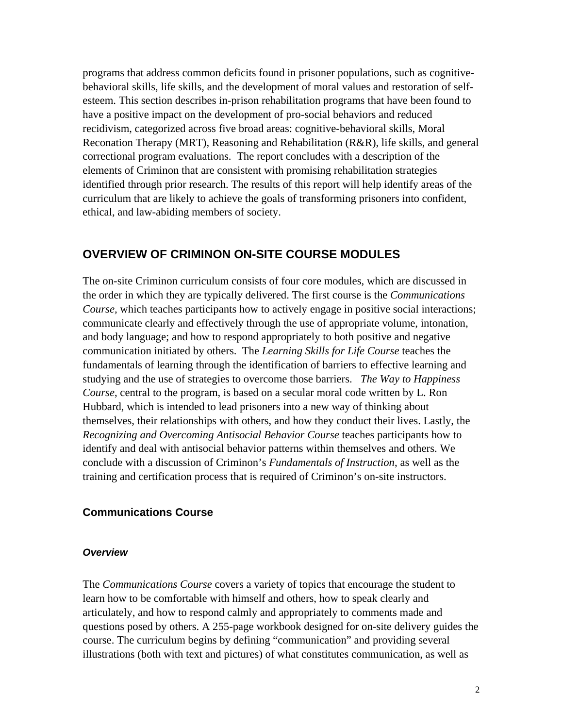programs that address common deficits found in prisoner populations, such as cognitive-behavioral skills, life skills, and the development of moral values and restoration of self-esteem. This section describes in-prison rehabilitation programs that have been found to have a positive impact on the development of pro-social behaviors and reduced recidivism, categorized across five broad areas: cognitive-behavioral skills, Moral Reconation Therapy (MRT), Reasoning and Rehabilitation (R&R), life skills, and general correctional program evaluations. The report concludes with a description of the elements of Criminon that are consistent with promising rehabilitation strategies identified through prior research. The results of this report will help identify areas of the curriculum that are likely to achieve the goals of transforming prisoners into confident, ethical, and law-abiding members of society.

## OVERVIEW OF CRIMINON ON-SITE COURSE MODULES

The on-site Criminon curriculum consists of four core modules, which are discussed in the order in which they are typically delivered. The first course is the *Communications Course,* which teaches participants how to actively engage in positive social interactions; communicate clearly and effectively through the use of appropriate volume, intonation, and body language; and how to respond appropriately to both positive and negative communication initiated by others. The *Learning Skills for Life Course* teaches the fundamentals of learning through the identification of barriers to effective learning and studying and the use of strategies to overcome those barriers. *The Way to Happiness Course*, central to the program, is based on a secular moral code written by L. Ron Hubbard, which is intended to lead prisoners into a new way of thinking about themselves, their relationships with others, and how they conduct their lives. Lastly, the *Recognizing and Overcoming Antisocial Behavior Course* teaches participants how to identify and deal with antisocial behavior patterns within themselves and others. We conclude with a discussion of Criminon's *Fundamentals of Instruction*, as well as the training and certification process that is required of Criminon's on-site instructors.

### Communications Course

#### *Overview*

The *Communications Course* covers a variety of topics that encourage the student to learn how to be comfortable with himself and others, how to speak clearly and articulately, and how to respond calmly and appropriately to comments made and questions posed by others. A 255-page workbook designed for on-site delivery guides the course. The curriculum begins by defining "communication" and providing several illustrations (both with text and pictures) of what constitutes communication, as well as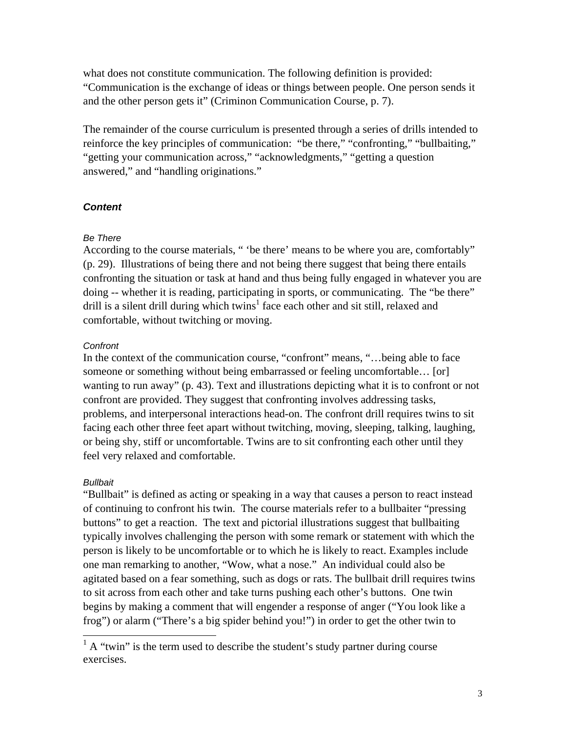what does not constitute communication. The following definition is provided: "Communication is the exchange of ideas or things between people. One person sends it and the other person gets it" (Criminon Communication Course, p. 7).

The remainder of the course curriculum is presented through a series of drills intended to reinforce the key principles of communication: "be there," "confronting," "bullbaiting," "getting your communication across," "acknowledgments," "getting a question answered," and "handling originations."

### *Content*

#### *Be There*

According to the course materials, " 'be there' means to be where you are, comfortably" (p. 29). Illustrations of being there and not being there suggest that being there entails confronting the situation or task at hand and thus being fully engaged in whatever you are doing -- whether it is reading, participating in sports, or communicating. The "be there" drill is a silent drill during which twins[1] face each other and sit still, relaxed and comfortable, without twitching or moving.

#### *Confront*

In the context of the communication course, "confront" means, "…being able to face someone or something without being embarrassed or feeling uncomfortable… [or] wanting to run away" (p. 43). Text and illustrations depicting what it is to confront or not confront are provided. They suggest that confronting involves addressing tasks, problems, and interpersonal interactions head-on. The confront drill requires twins to sit facing each other three feet apart without twitching, moving, sleeping, talking, laughing, or being shy, stiff or uncomfortable. Twins are to sit confronting each other until they feel very relaxed and comfortable.

#### *Bullbait*

"Bullbait" is defined as acting or speaking in a way that causes a person to react instead of continuing to confront his twin. The course materials refer to a bullbaiter "pressing buttons" to get a reaction. The text and pictorial illustrations suggest that bullbaiting typically involves challenging the person with some remark or statement with which the person is likely to be uncomfortable or to which he is likely to react. Examples include one man remarking to another, "Wow, what a nose." An individual could also be agitated based on a fear something, such as dogs or rats. The bullbait drill requires twins to sit across from each other and take turns pushing each other's buttons. One twin begins by making a comment that will engender a response of anger ("You look like a frog") or alarm ("There's a big spider behind you!") in order to get the other twin to

---

[1] A "twin" is the term used to describe the student's study partner during course exercises.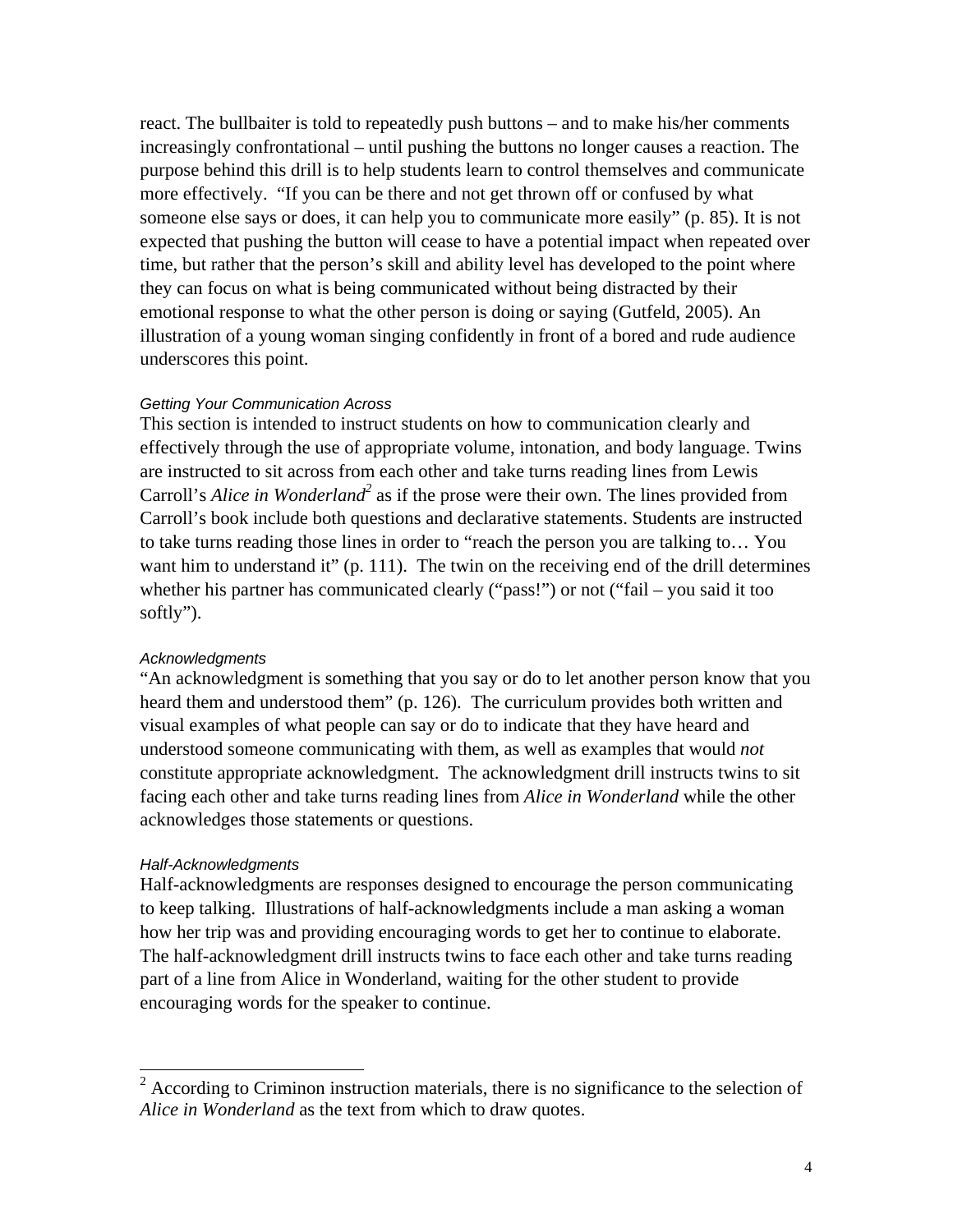react. The bullbaiter is told to repeatedly push buttons – and to make his/her comments increasingly confrontational – until pushing the buttons no longer causes a reaction. The purpose behind this drill is to help students learn to control themselves and communicate more effectively. "If you can be there and not get thrown off or confused by what someone else says or does, it can help you to communicate more easily" (p. 85). It is not expected that pushing the button will cease to have a potential impact when repeated over time, but rather that the person's skill and ability level has developed to the point where they can focus on what is being communicated without being distracted by their emotional response to what the other person is doing or saying (Gutfeld, 2005). An illustration of a young woman singing confidently in front of a bored and rude audience underscores this point.

#### *Getting Your Communication Across*

This section is intended to instruct students on how to communication clearly and effectively through the use of appropriate volume, intonation, and body language. Twins are instructed to sit across from each other and take turns reading lines from Lewis Carroll's *Alice in Wonderland*[2] as if the prose were their own. The lines provided from Carroll's book include both questions and declarative statements. Students are instructed to take turns reading those lines in order to "reach the person you are talking to… You want him to understand it" (p. 111). The twin on the receiving end of the drill determines whether his partner has communicated clearly ("pass!") or not ("fail – you said it too softly").

#### *Acknowledgments*

"An acknowledgment is something that you say or do to let another person know that you heard them and understood them" (p. 126). The curriculum provides both written and visual examples of what people can say or do to indicate that they have heard and understood someone communicating with them, as well as examples that would *not* constitute appropriate acknowledgment. The acknowledgment drill instructs twins to sit facing each other and take turns reading lines from *Alice in Wonderland* while the other acknowledges those statements or questions.

#### *Half-Acknowledgments*

Half-acknowledgments are responses designed to encourage the person communicating to keep talking. Illustrations of half-acknowledgments include a man asking a woman how her trip was and providing encouraging words to get her to continue to elaborate. The half-acknowledgment drill instructs twins to face each other and take turns reading part of a line from Alice in Wonderland, waiting for the other student to provide encouraging words for the speaker to continue.

---

[2] According to Criminon instruction materials, there is no significance to the selection of *Alice in Wonderland* as the text from which to draw quotes.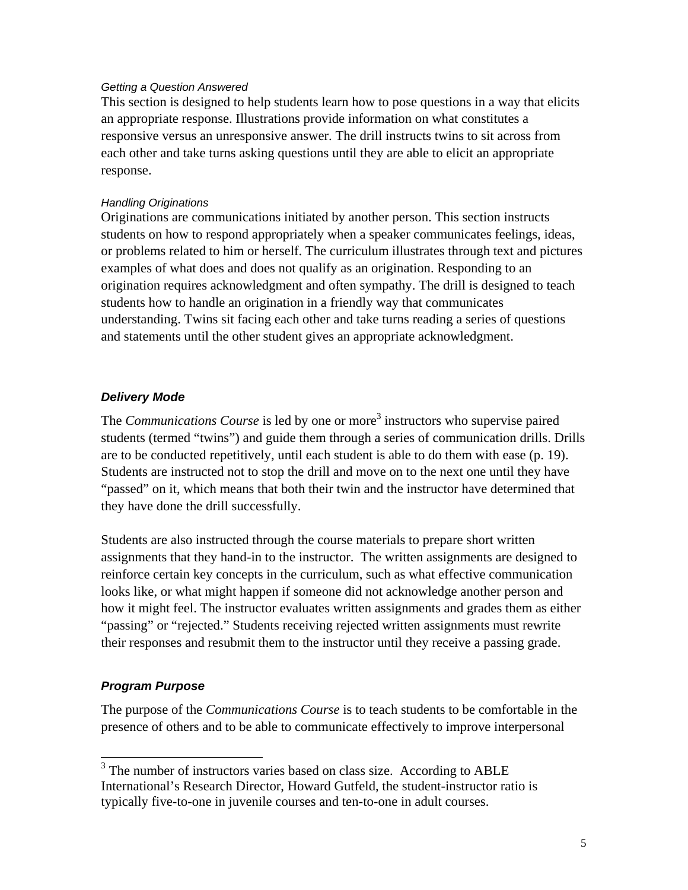#### *Getting a Question Answered*

This section is designed to help students learn how to pose questions in a way that elicits an appropriate response. Illustrations provide information on what constitutes a responsive versus an unresponsive answer. The drill instructs twins to sit across from each other and take turns asking questions until they are able to elicit an appropriate response.

#### *Handling Originations*

Originations are communications initiated by another person. This section instructs students on how to respond appropriately when a speaker communicates feelings, ideas, or problems related to him or herself. The curriculum illustrates through text and pictures examples of what does and does not qualify as an origination. Responding to an origination requires acknowledgment and often sympathy. The drill is designed to teach students how to handle an origination in a friendly way that communicates understanding. Twins sit facing each other and take turns reading a series of questions and statements until the other student gives an appropriate acknowledgment.

### ***Delivery Mode***

The *Communications Course* is led by one or more[3] instructors who supervise paired students (termed "twins") and guide them through a series of communication drills. Drills are to be conducted repetitively, until each student is able to do them with ease (p. 19). Students are instructed not to stop the drill and move on to the next one until they have "passed" on it, which means that both their twin and the instructor have determined that they have done the drill successfully.

Students are also instructed through the course materials to prepare short written assignments that they hand-in to the instructor. The written assignments are designed to reinforce certain key concepts in the curriculum, such as what effective communication looks like, or what might happen if someone did not acknowledge another person and how it might feel. The instructor evaluates written assignments and grades them as either "passing" or "rejected." Students receiving rejected written assignments must rewrite their responses and resubmit them to the instructor until they receive a passing grade.

### ***Program Purpose***

The purpose of the *Communications Course* is to teach students to be comfortable in the presence of others and to be able to communicate effectively to improve interpersonal

---

[3] The number of instructors varies based on class size. According to ABLE International's Research Director, Howard Gutfeld, the student-instructor ratio is typically five-to-one in juvenile courses and ten-to-one in adult courses.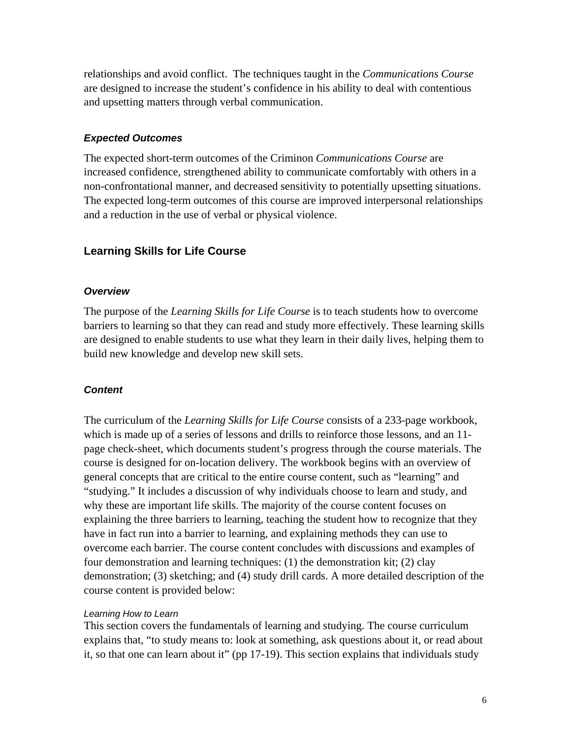relationships and avoid conflict. The techniques taught in the *Communications Course* are designed to increase the student's confidence in his ability to deal with contentious and upsetting matters through verbal communication.

#### *Expected Outcomes*

The expected short-term outcomes of the Criminon *Communications Course* are increased confidence, strengthened ability to communicate comfortably with others in a non-confrontational manner, and decreased sensitivity to potentially upsetting situations. The expected long-term outcomes of this course are improved interpersonal relationships and a reduction in the use of verbal or physical violence.

### Learning Skills for Life Course

#### *Overview*

The purpose of the *Learning Skills for Life Course* is to teach students how to overcome barriers to learning so that they can read and study more effectively. These learning skills are designed to enable students to use what they learn in their daily lives, helping them to build new knowledge and develop new skill sets.

#### *Content*

The curriculum of the *Learning Skills for Life Course* consists of a 233-page workbook, which is made up of a series of lessons and drills to reinforce those lessons, and an 11-page check-sheet, which documents student's progress through the course materials. The course is designed for on-location delivery. The workbook begins with an overview of general concepts that are critical to the entire course content, such as "learning" and "studying." It includes a discussion of why individuals choose to learn and study, and why these are important life skills. The majority of the course content focuses on explaining the three barriers to learning, teaching the student how to recognize that they have in fact run into a barrier to learning, and explaining methods they can use to overcome each barrier. The course content concludes with discussions and examples of four demonstration and learning techniques: (1) the demonstration kit; (2) clay demonstration; (3) sketching; and (4) study drill cards. A more detailed description of the course content is provided below:

*Learning How to Learn*

This section covers the fundamentals of learning and studying. The course curriculum explains that, "to study means to: look at something, ask questions about it, or read about it, so that one can learn about it" (pp 17-19). This section explains that individuals study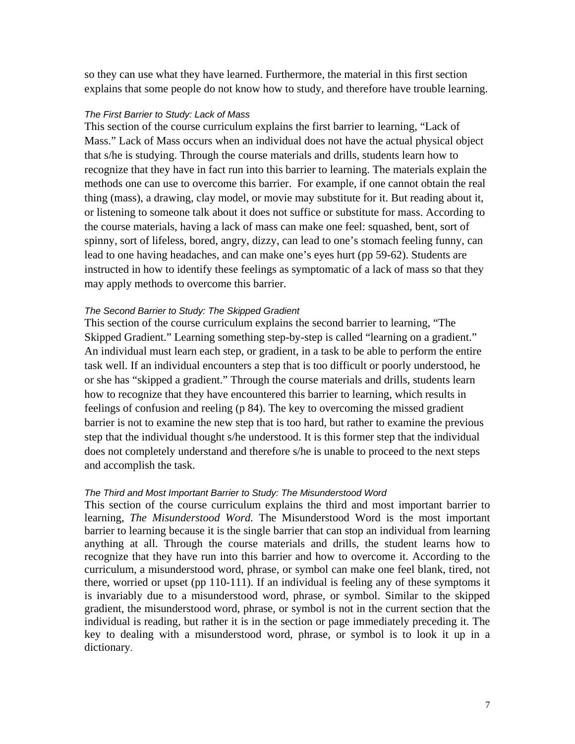so they can use what they have learned. Furthermore, the material in this first section explains that some people do not know how to study, and therefore have trouble learning.

### *The First Barrier to Study: Lack of Mass*

This section of the course curriculum explains the first barrier to learning, "Lack of Mass." Lack of Mass occurs when an individual does not have the actual physical object that s/he is studying. Through the course materials and drills, students learn how to recognize that they have in fact run into this barrier to learning. The materials explain the methods one can use to overcome this barrier. For example, if one cannot obtain the real thing (mass), a drawing, clay model, or movie may substitute for it. But reading about it, or listening to someone talk about it does not suffice or substitute for mass. According to the course materials, having a lack of mass can make one feel: squashed, bent, sort of spinny, sort of lifeless, bored, angry, dizzy, can lead to one's stomach feeling funny, can lead to one having headaches, and can make one's eyes hurt (pp 59-62). Students are instructed in how to identify these feelings as symptomatic of a lack of mass so that they may apply methods to overcome this barrier.

### *The Second Barrier to Study: The Skipped Gradient*

This section of the course curriculum explains the second barrier to learning, "The Skipped Gradient." Learning something step-by-step is called "learning on a gradient." An individual must learn each step, or gradient, in a task to be able to perform the entire task well. If an individual encounters a step that is too difficult or poorly understood, he or she has "skipped a gradient." Through the course materials and drills, students learn how to recognize that they have encountered this barrier to learning, which results in feelings of confusion and reeling (p 84). The key to overcoming the missed gradient barrier is not to examine the new step that is too hard, but rather to examine the previous step that the individual thought s/he understood. It is this former step that the individual does not completely understand and therefore s/he is unable to proceed to the next steps and accomplish the task.

### *The Third and Most Important Barrier to Study: The Misunderstood Word*

This section of the course curriculum explains the third and most important barrier to learning, *The Misunderstood Word*. The Misunderstood Word is the most important barrier to learning because it is the single barrier that can stop an individual from learning anything at all. Through the course materials and drills, the student learns how to recognize that they have run into this barrier and how to overcome it. According to the curriculum, a misunderstood word, phrase, or symbol can make one feel blank, tired, not there, worried or upset (pp 110-111). If an individual is feeling any of these symptoms it is invariably due to a misunderstood word, phrase, or symbol. Similar to the skipped gradient, the misunderstood word, phrase, or symbol is not in the current section that the individual is reading, but rather it is in the section or page immediately preceding it. The key to dealing with a misunderstood word, phrase, or symbol is to look it up in a dictionary.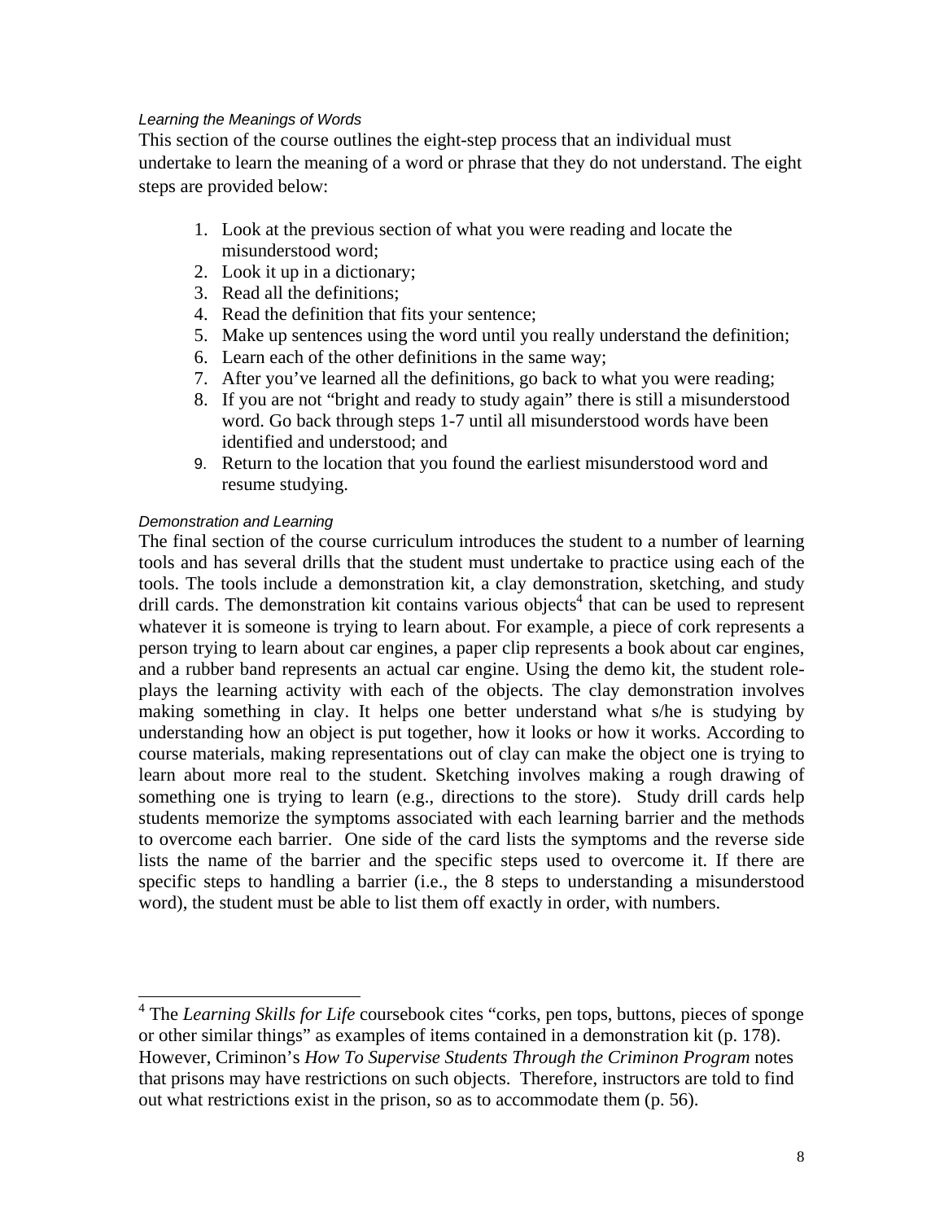*Learning the Meanings of Words*

This section of the course outlines the eight-step process that an individual must undertake to learn the meaning of a word or phrase that they do not understand. The eight steps are provided below:

1. Look at the previous section of what you were reading and locate the misunderstood word;
2. Look it up in a dictionary;
3. Read all the definitions;
4. Read the definition that fits your sentence;
5. Make up sentences using the word until you really understand the definition;
6. Learn each of the other definitions in the same way;
7. After you've learned all the definitions, go back to what you were reading;
8. If you are not "bright and ready to study again" there is still a misunderstood word. Go back through steps 1-7 until all misunderstood words have been identified and understood; and
9. Return to the location that you found the earliest misunderstood word and resume studying.

*Demonstration and Learning*

The final section of the course curriculum introduces the student to a number of learning tools and has several drills that the student must undertake to practice using each of the tools. The tools include a demonstration kit, a clay demonstration, sketching, and study drill cards. The demonstration kit contains various objects[4] that can be used to represent whatever it is someone is trying to learn about. For example, a piece of cork represents a person trying to learn about car engines, a paper clip represents a book about car engines, and a rubber band represents an actual car engine. Using the demo kit, the student role-plays the learning activity with each of the objects. The clay demonstration involves making something in clay. It helps one better understand what s/he is studying by understanding how an object is put together, how it looks or how it works. According to course materials, making representations out of clay can make the object one is trying to learn about more real to the student. Sketching involves making a rough drawing of something one is trying to learn (e.g., directions to the store). Study drill cards help students memorize the symptoms associated with each learning barrier and the methods to overcome each barrier. One side of the card lists the symptoms and the reverse side lists the name of the barrier and the specific steps used to overcome it. If there are specific steps to handling a barrier (i.e., the 8 steps to understanding a misunderstood word), the student must be able to list them off exactly in order, with numbers.

---

[4] The *Learning Skills for Life* coursebook cites "corks, pen tops, buttons, pieces of sponge or other similar things" as examples of items contained in a demonstration kit (p. 178). However, Criminon's *How To Supervise Students Through the Criminon Program* notes that prisons may have restrictions on such objects. Therefore, instructors are told to find out what restrictions exist in the prison, so as to accommodate them (p. 56).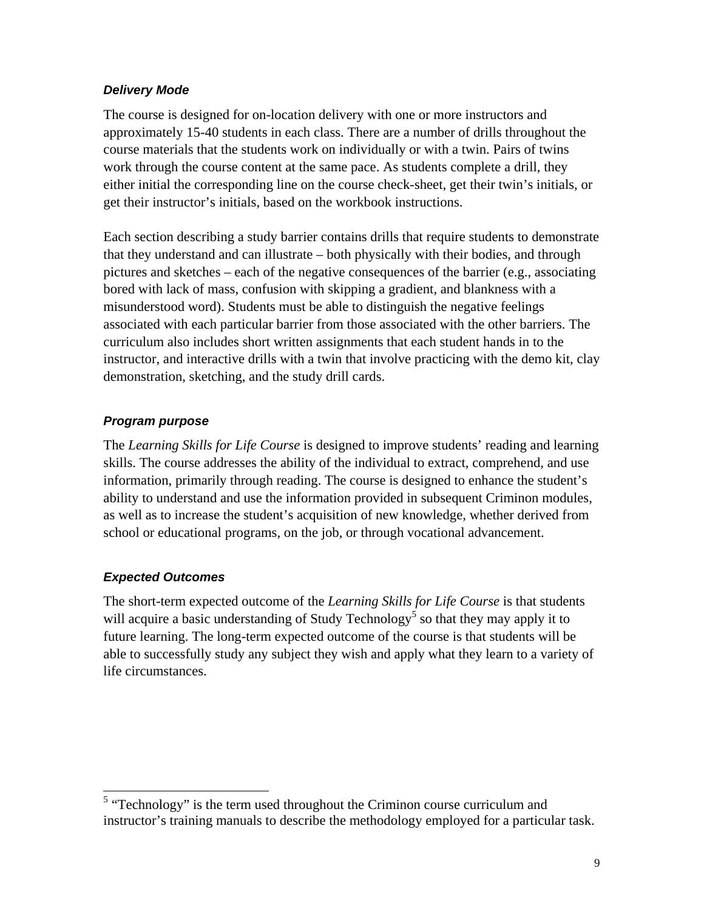### *Delivery Mode*

The course is designed for on-location delivery with one or more instructors and approximately 15-40 students in each class. There are a number of drills throughout the course materials that the students work on individually or with a twin. Pairs of twins work through the course content at the same pace. As students complete a drill, they either initial the corresponding line on the course check-sheet, get their twin's initials, or get their instructor's initials, based on the workbook instructions.

Each section describing a study barrier contains drills that require students to demonstrate that they understand and can illustrate – both physically with their bodies, and through pictures and sketches – each of the negative consequences of the barrier (e.g., associating bored with lack of mass, confusion with skipping a gradient, and blankness with a misunderstood word). Students must be able to distinguish the negative feelings associated with each particular barrier from those associated with the other barriers. The curriculum also includes short written assignments that each student hands in to the instructor, and interactive drills with a twin that involve practicing with the demo kit, clay demonstration, sketching, and the study drill cards.

### *Program purpose*

The *Learning Skills for Life Course* is designed to improve students' reading and learning skills. The course addresses the ability of the individual to extract, comprehend, and use information, primarily through reading. The course is designed to enhance the student's ability to understand and use the information provided in subsequent Criminon modules, as well as to increase the student's acquisition of new knowledge, whether derived from school or educational programs, on the job, or through vocational advancement.

### *Expected Outcomes*

The short-term expected outcome of the *Learning Skills for Life Course* is that students will acquire a basic understanding of Study Technology[5] so that they may apply it to future learning. The long-term expected outcome of the course is that students will be able to successfully study any subject they wish and apply what they learn to a variety of life circumstances.

---

[5] "Technology" is the term used throughout the Criminon course curriculum and instructor's training manuals to describe the methodology employed for a particular task.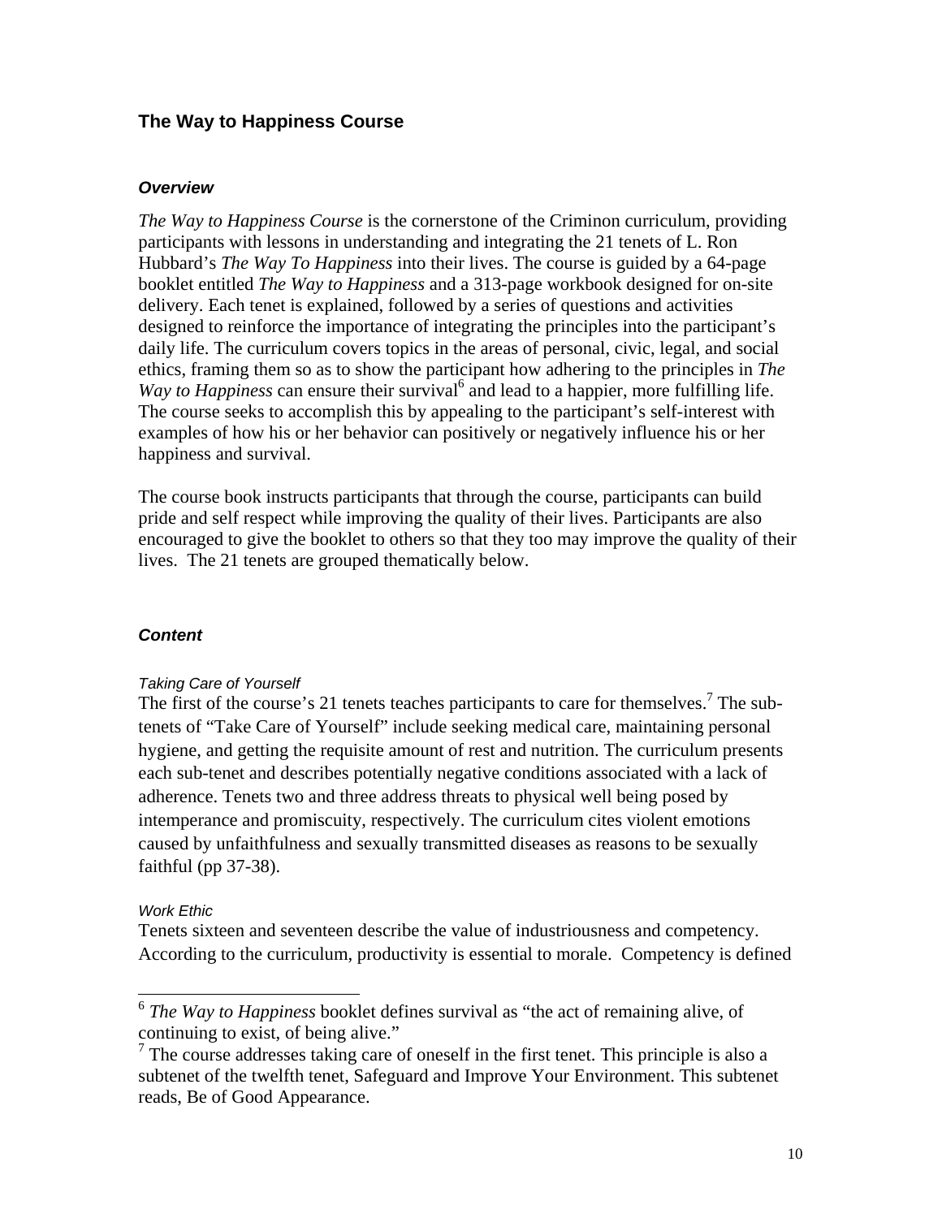## The Way to Happiness Course

### *Overview*

*The Way to Happiness Course* is the cornerstone of the Criminon curriculum, providing participants with lessons in understanding and integrating the 21 tenets of L. Ron Hubbard's *The Way To Happiness* into their lives. The course is guided by a 64-page booklet entitled *The Way to Happiness* and a 313-page workbook designed for on-site delivery. Each tenet is explained, followed by a series of questions and activities designed to reinforce the importance of integrating the principles into the participant's daily life. The curriculum covers topics in the areas of personal, civic, legal, and social ethics, framing them so as to show the participant how adhering to the principles in *The Way to Happiness* can ensure their survival[6] and lead to a happier, more fulfilling life. The course seeks to accomplish this by appealing to the participant's self-interest with examples of how his or her behavior can positively or negatively influence his or her happiness and survival.

The course book instructs participants that through the course, participants can build pride and self respect while improving the quality of their lives. Participants are also encouraged to give the booklet to others so that they too may improve the quality of their lives. The 21 tenets are grouped thematically below.

### *Content*

*Taking Care of Yourself*

The first of the course's 21 tenets teaches participants to care for themselves.[7] The sub-tenets of "Take Care of Yourself" include seeking medical care, maintaining personal hygiene, and getting the requisite amount of rest and nutrition. The curriculum presents each sub-tenet and describes potentially negative conditions associated with a lack of adherence. Tenets two and three address threats to physical well being posed by intemperance and promiscuity, respectively. The curriculum cites violent emotions caused by unfaithfulness and sexually transmitted diseases as reasons to be sexually faithful (pp 37-38).

*Work Ethic*

Tenets sixteen and seventeen describe the value of industriousness and competency. According to the curriculum, productivity is essential to morale. Competency is defined

---

[6] *The Way to Happiness* booklet defines survival as "the act of remaining alive, of continuing to exist, of being alive."

[7] The course addresses taking care of oneself in the first tenet. This principle is also a subtenet of the twelfth tenet, Safeguard and Improve Your Environment. This subtenet reads, Be of Good Appearance.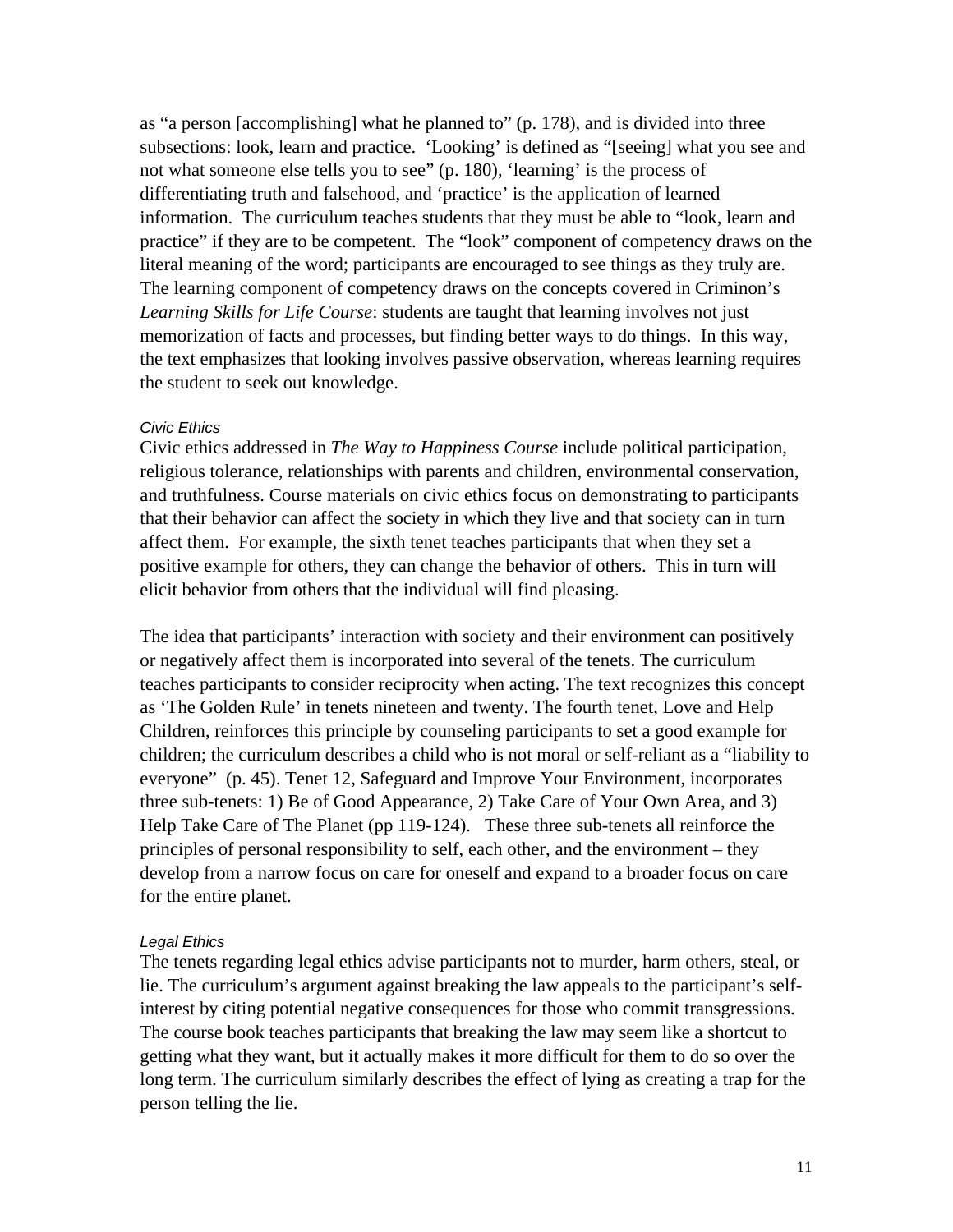as "a person [accomplishing] what he planned to" (p. 178), and is divided into three subsections: look, learn and practice. 'Looking' is defined as "[seeing] what you see and not what someone else tells you to see" (p. 180), 'learning' is the process of differentiating truth and falsehood, and 'practice' is the application of learned information. The curriculum teaches students that they must be able to "look, learn and practice" if they are to be competent. The "look" component of competency draws on the literal meaning of the word; participants are encouraged to see things as they truly are. The learning component of competency draws on the concepts covered in Criminon's *Learning Skills for Life Course*: students are taught that learning involves not just memorization of facts and processes, but finding better ways to do things. In this way, the text emphasizes that looking involves passive observation, whereas learning requires the student to seek out knowledge.

#### *Civic Ethics*

Civic ethics addressed in *The Way to Happiness Course* include political participation, religious tolerance, relationships with parents and children, environmental conservation, and truthfulness. Course materials on civic ethics focus on demonstrating to participants that their behavior can affect the society in which they live and that society can in turn affect them. For example, the sixth tenet teaches participants that when they set a positive example for others, they can change the behavior of others. This in turn will elicit behavior from others that the individual will find pleasing.

The idea that participants' interaction with society and their environment can positively or negatively affect them is incorporated into several of the tenets. The curriculum teaches participants to consider reciprocity when acting. The text recognizes this concept as 'The Golden Rule' in tenets nineteen and twenty. The fourth tenet, Love and Help Children, reinforces this principle by counseling participants to set a good example for children; the curriculum describes a child who is not moral or self-reliant as a "liability to everyone" (p. 45). Tenet 12, Safeguard and Improve Your Environment, incorporates three sub-tenets: 1) Be of Good Appearance, 2) Take Care of Your Own Area, and 3) Help Take Care of The Planet (pp 119-124). These three sub-tenets all reinforce the principles of personal responsibility to self, each other, and the environment – they develop from a narrow focus on care for oneself and expand to a broader focus on care for the entire planet.

#### *Legal Ethics*

The tenets regarding legal ethics advise participants not to murder, harm others, steal, or lie. The curriculum's argument against breaking the law appeals to the participant's self-interest by citing potential negative consequences for those who commit transgressions. The course book teaches participants that breaking the law may seem like a shortcut to getting what they want, but it actually makes it more difficult for them to do so over the long term. The curriculum similarly describes the effect of lying as creating a trap for the person telling the lie.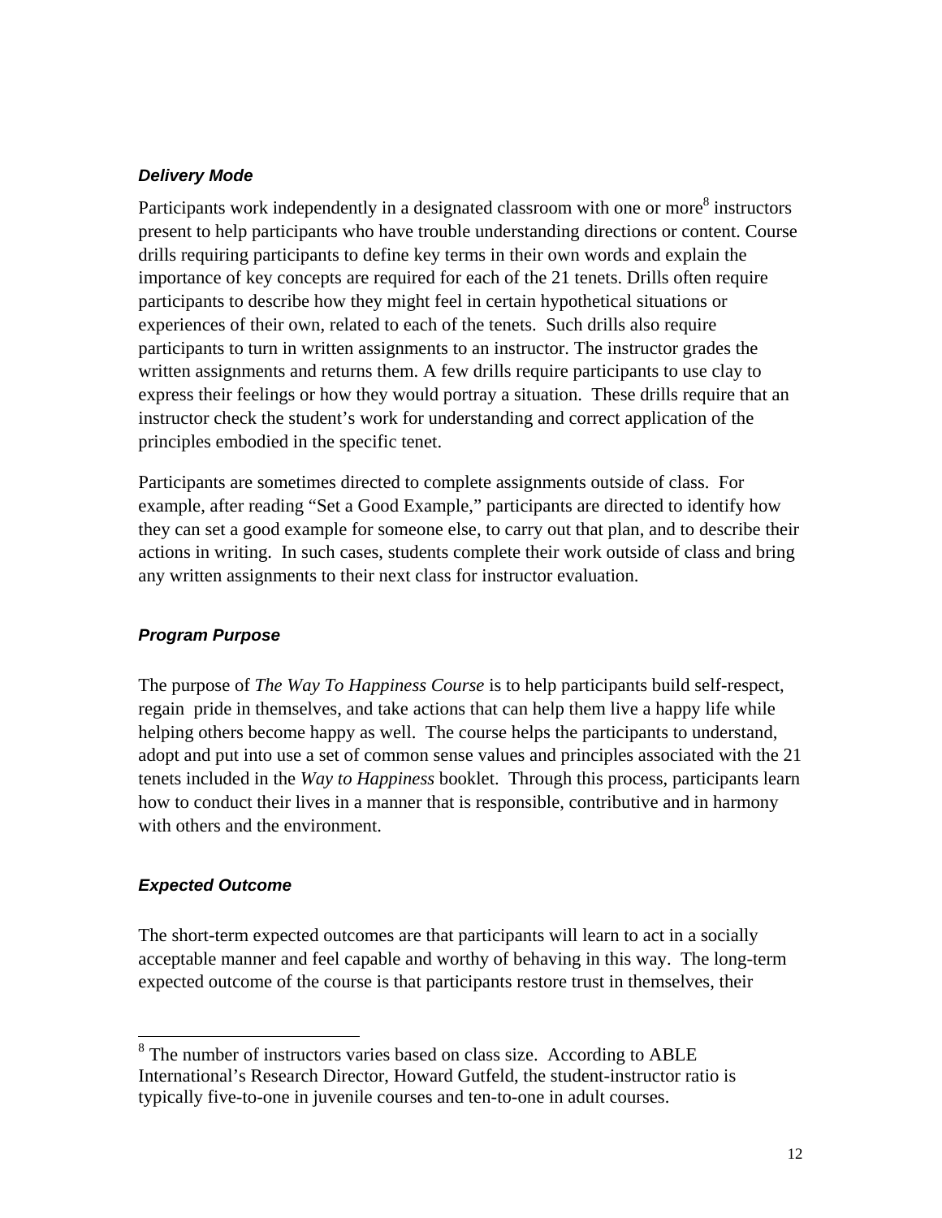### *Delivery Mode*

Participants work independently in a designated classroom with one or more[8] instructors present to help participants who have trouble understanding directions or content. Course drills requiring participants to define key terms in their own words and explain the importance of key concepts are required for each of the 21 tenets. Drills often require participants to describe how they might feel in certain hypothetical situations or experiences of their own, related to each of the tenets. Such drills also require participants to turn in written assignments to an instructor. The instructor grades the written assignments and returns them. A few drills require participants to use clay to express their feelings or how they would portray a situation. These drills require that an instructor check the student's work for understanding and correct application of the principles embodied in the specific tenet.

Participants are sometimes directed to complete assignments outside of class. For example, after reading "Set a Good Example," participants are directed to identify how they can set a good example for someone else, to carry out that plan, and to describe their actions in writing. In such cases, students complete their work outside of class and bring any written assignments to their next class for instructor evaluation.

### *Program Purpose*

The purpose of *The Way To Happiness Course* is to help participants build self-respect, regain pride in themselves, and take actions that can help them live a happy life while helping others become happy as well. The course helps the participants to understand, adopt and put into use a set of common sense values and principles associated with the 21 tenets included in the *Way to Happiness* booklet. Through this process, participants learn how to conduct their lives in a manner that is responsible, contributive and in harmony with others and the environment.

### *Expected Outcome*

The short-term expected outcomes are that participants will learn to act in a socially acceptable manner and feel capable and worthy of behaving in this way. The long-term expected outcome of the course is that participants restore trust in themselves, their

---

[8] The number of instructors varies based on class size. According to ABLE International's Research Director, Howard Gutfeld, the student-instructor ratio is typically five-to-one in juvenile courses and ten-to-one in adult courses.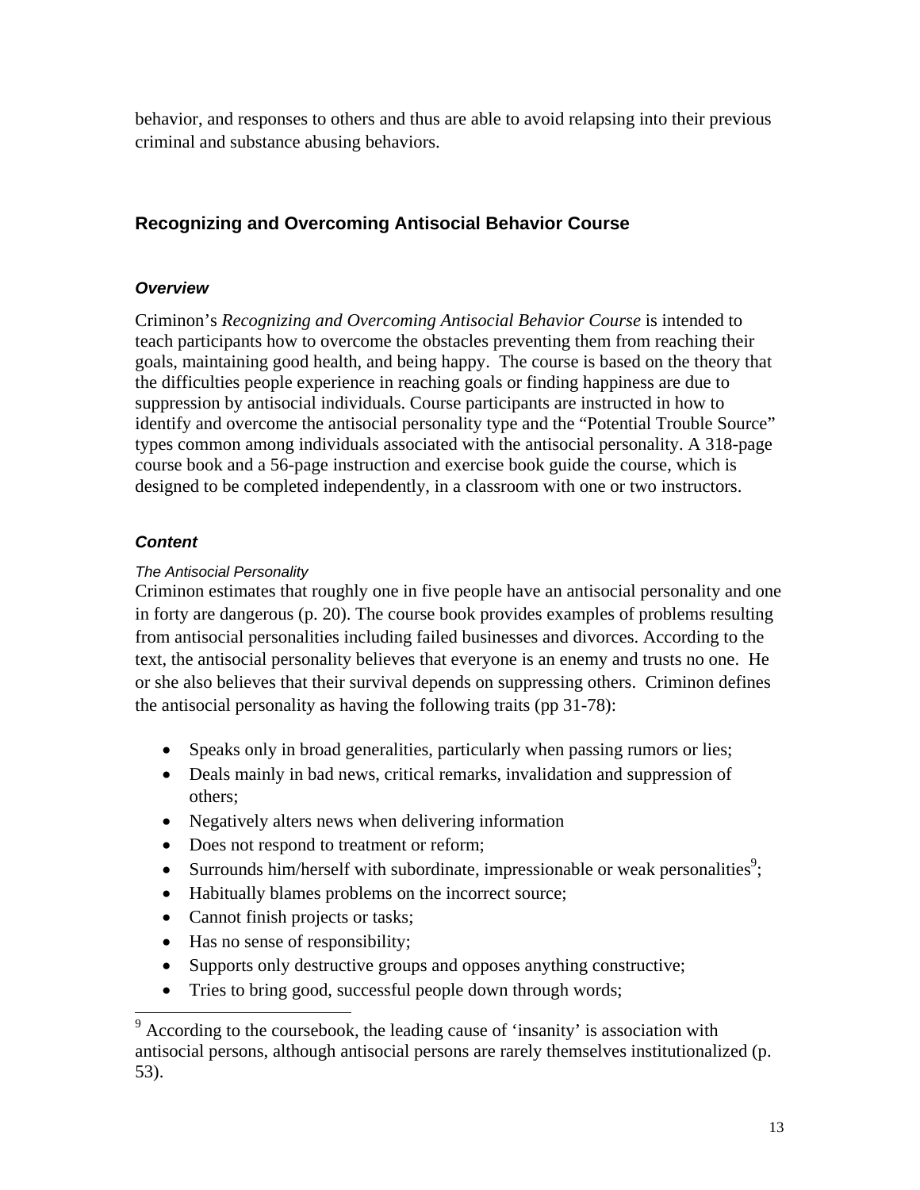behavior, and responses to others and thus are able to avoid relapsing into their previous criminal and substance abusing behaviors.

## Recognizing and Overcoming Antisocial Behavior Course

### *Overview*

Criminon's *Recognizing and Overcoming Antisocial Behavior Course* is intended to teach participants how to overcome the obstacles preventing them from reaching their goals, maintaining good health, and being happy. The course is based on the theory that the difficulties people experience in reaching goals or finding happiness are due to suppression by antisocial individuals. Course participants are instructed in how to identify and overcome the antisocial personality type and the "Potential Trouble Source" types common among individuals associated with the antisocial personality. A 318-page course book and a 56-page instruction and exercise book guide the course, which is designed to be completed independently, in a classroom with one or two instructors.

### *Content*

*The Antisocial Personality*

Criminon estimates that roughly one in five people have an antisocial personality and one in forty are dangerous (p. 20). The course book provides examples of problems resulting from antisocial personalities including failed businesses and divorces. According to the text, the antisocial personality believes that everyone is an enemy and trusts no one. He or she also believes that their survival depends on suppressing others. Criminon defines the antisocial personality as having the following traits (pp 31-78):

- Speaks only in broad generalities, particularly when passing rumors or lies;
- Deals mainly in bad news, critical remarks, invalidation and suppression of others;
- Negatively alters news when delivering information
- Does not respond to treatment or reform;
- Surrounds him/herself with subordinate, impressionable or weak personalities[9];
- Habitually blames problems on the incorrect source;
- Cannot finish projects or tasks;
- Has no sense of responsibility;
- Supports only destructive groups and opposes anything constructive;
- Tries to bring good, successful people down through words;

[9] According to the coursebook, the leading cause of 'insanity' is association with antisocial persons, although antisocial persons are rarely themselves institutionalized (p. 53).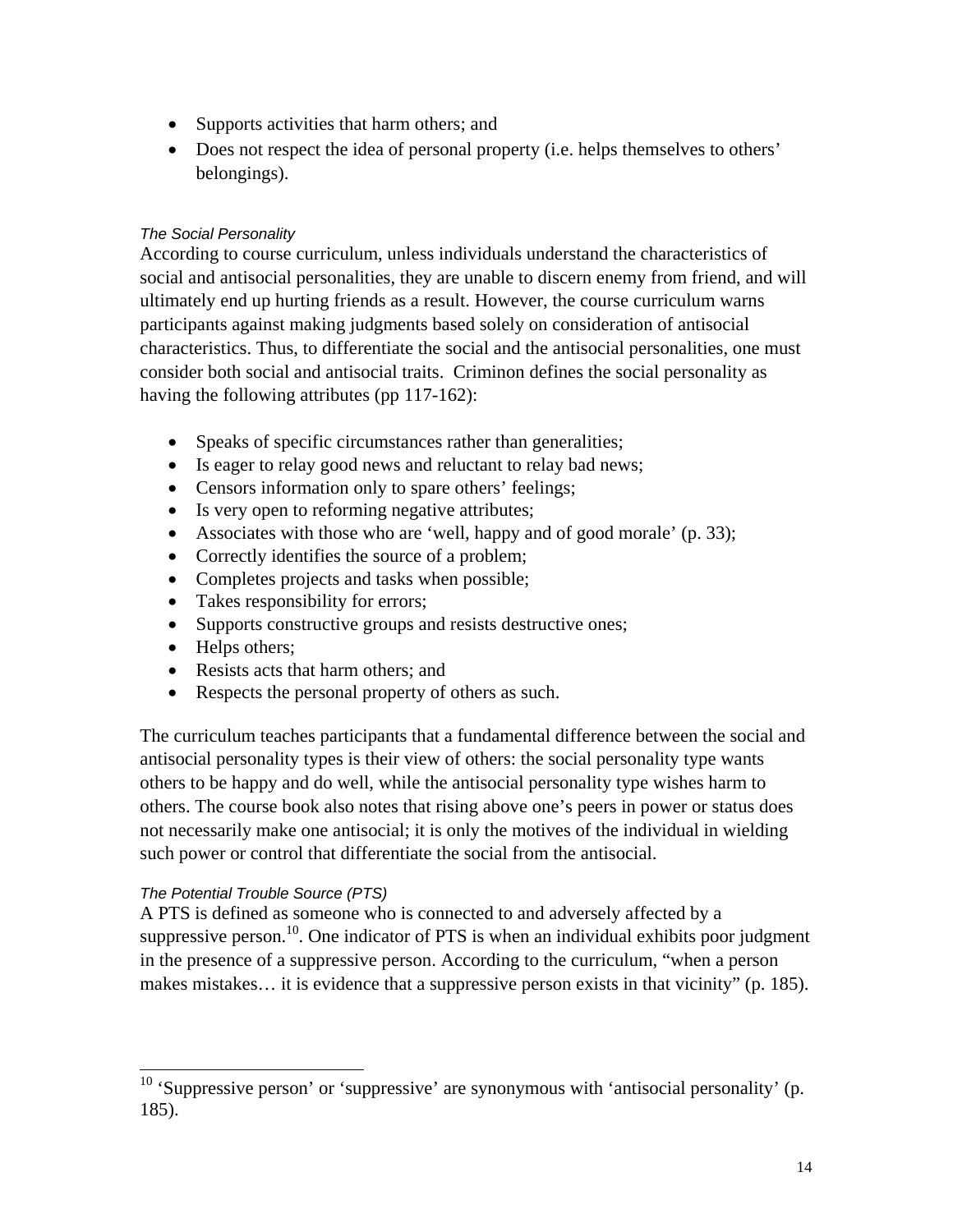- Supports activities that harm others; and
- Does not respect the idea of personal property (i.e. helps themselves to others' belongings).

### *The Social Personality*

According to course curriculum, unless individuals understand the characteristics of social and antisocial personalities, they are unable to discern enemy from friend, and will ultimately end up hurting friends as a result. However, the course curriculum warns participants against making judgments based solely on consideration of antisocial characteristics. Thus, to differentiate the social and the antisocial personalities, one must consider both social and antisocial traits. Criminon defines the social personality as having the following attributes (pp 117-162):

- Speaks of specific circumstances rather than generalities;
- Is eager to relay good news and reluctant to relay bad news;
- Censors information only to spare others' feelings;
- Is very open to reforming negative attributes;
- Associates with those who are 'well, happy and of good morale' (p. 33);
- Correctly identifies the source of a problem;
- Completes projects and tasks when possible;
- Takes responsibility for errors;
- Supports constructive groups and resists destructive ones;
- Helps others;
- Resists acts that harm others; and
- Respects the personal property of others as such.

The curriculum teaches participants that a fundamental difference between the social and antisocial personality types is their view of others: the social personality type wants others to be happy and do well, while the antisocial personality type wishes harm to others. The course book also notes that rising above one's peers in power or status does not necessarily make one antisocial; it is only the motives of the individual in wielding such power or control that differentiate the social from the antisocial.

### *The Potential Trouble Source (PTS)*

A PTS is defined as someone who is connected to and adversely affected by a suppressive person.[10]. One indicator of PTS is when an individual exhibits poor judgment in the presence of a suppressive person. According to the curriculum, "when a person makes mistakes… it is evidence that a suppressive person exists in that vicinity" (p. 185).

---

[10] 'Suppressive person' or 'suppressive' are synonymous with 'antisocial personality' (p. 185).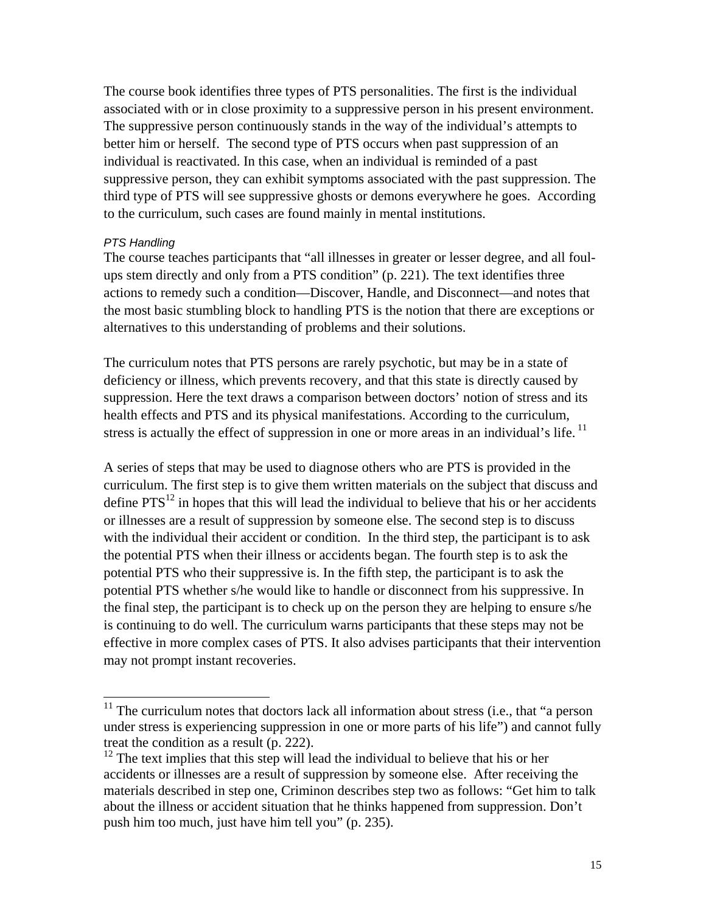The course book identifies three types of PTS personalities. The first is the individual associated with or in close proximity to a suppressive person in his present environment. The suppressive person continuously stands in the way of the individual's attempts to better him or herself. The second type of PTS occurs when past suppression of an individual is reactivated. In this case, when an individual is reminded of a past suppressive person, they can exhibit symptoms associated with the past suppression. The third type of PTS will see suppressive ghosts or demons everywhere he goes. According to the curriculum, such cases are found mainly in mental institutions.

#### *PTS Handling*

The course teaches participants that "all illnesses in greater or lesser degree, and all foul-ups stem directly and only from a PTS condition" (p. 221). The text identifies three actions to remedy such a condition—Discover, Handle, and Disconnect—and notes that the most basic stumbling block to handling PTS is the notion that there are exceptions or alternatives to this understanding of problems and their solutions.

The curriculum notes that PTS persons are rarely psychotic, but may be in a state of deficiency or illness, which prevents recovery, and that this state is directly caused by suppression. Here the text draws a comparison between doctors' notion of stress and its health effects and PTS and its physical manifestations. According to the curriculum, stress is actually the effect of suppression in one or more areas in an individual's life.[11]

A series of steps that may be used to diagnose others who are PTS is provided in the curriculum. The first step is to give them written materials on the subject that discuss and define PTS[12] in hopes that this will lead the individual to believe that his or her accidents or illnesses are a result of suppression by someone else. The second step is to discuss with the individual their accident or condition. In the third step, the participant is to ask the potential PTS when their illness or accidents began. The fourth step is to ask the potential PTS who their suppressive is. In the fifth step, the participant is to ask the potential PTS whether s/he would like to handle or disconnect from his suppressive. In the final step, the participant is to check up on the person they are helping to ensure s/he is continuing to do well. The curriculum warns participants that these steps may not be effective in more complex cases of PTS. It also advises participants that their intervention may not prompt instant recoveries.

---

[11] The curriculum notes that doctors lack all information about stress (i.e., that "a person under stress is experiencing suppression in one or more parts of his life") and cannot fully treat the condition as a result (p. 222).

[12] The text implies that this step will lead the individual to believe that his or her accidents or illnesses are a result of suppression by someone else. After receiving the materials described in step one, Criminon describes step two as follows: "Get him to talk about the illness or accident situation that he thinks happened from suppression. Don't push him too much, just have him tell you" (p. 235).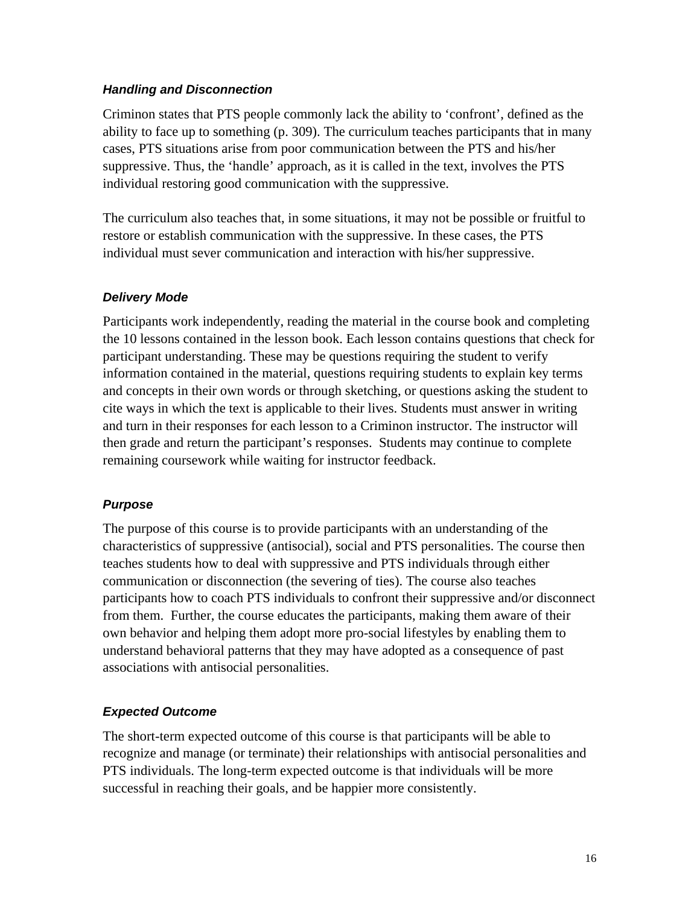### *Handling and Disconnection*

Criminon states that PTS people commonly lack the ability to 'confront', defined as the ability to face up to something (p. 309). The curriculum teaches participants that in many cases, PTS situations arise from poor communication between the PTS and his/her suppressive. Thus, the 'handle' approach, as it is called in the text, involves the PTS individual restoring good communication with the suppressive.

The curriculum also teaches that, in some situations, it may not be possible or fruitful to restore or establish communication with the suppressive. In these cases, the PTS individual must sever communication and interaction with his/her suppressive.

### *Delivery Mode*

Participants work independently, reading the material in the course book and completing the 10 lessons contained in the lesson book. Each lesson contains questions that check for participant understanding. These may be questions requiring the student to verify information contained in the material, questions requiring students to explain key terms and concepts in their own words or through sketching, or questions asking the student to cite ways in which the text is applicable to their lives. Students must answer in writing and turn in their responses for each lesson to a Criminon instructor. The instructor will then grade and return the participant's responses. Students may continue to complete remaining coursework while waiting for instructor feedback.

### *Purpose*

The purpose of this course is to provide participants with an understanding of the characteristics of suppressive (antisocial), social and PTS personalities. The course then teaches students how to deal with suppressive and PTS individuals through either communication or disconnection (the severing of ties). The course also teaches participants how to coach PTS individuals to confront their suppressive and/or disconnect from them. Further, the course educates the participants, making them aware of their own behavior and helping them adopt more pro-social lifestyles by enabling them to understand behavioral patterns that they may have adopted as a consequence of past associations with antisocial personalities.

### *Expected Outcome*

The short-term expected outcome of this course is that participants will be able to recognize and manage (or terminate) their relationships with antisocial personalities and PTS individuals. The long-term expected outcome is that individuals will be more successful in reaching their goals, and be happier more consistently.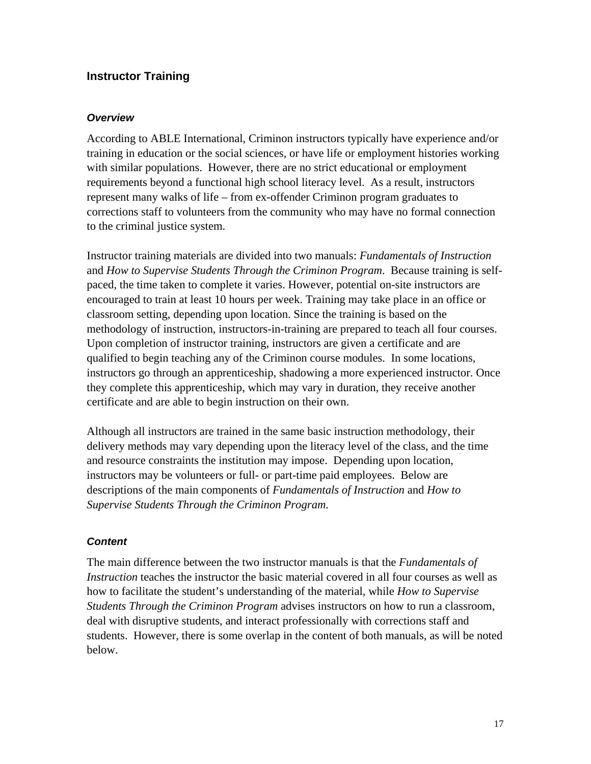## Instructor Training

### *Overview*

According to ABLE International, Criminon instructors typically have experience and/or training in education or the social sciences, or have life or employment histories working with similar populations. However, there are no strict educational or employment requirements beyond a functional high school literacy level. As a result, instructors represent many walks of life – from ex-offender Criminon program graduates to corrections staff to volunteers from the community who may have no formal connection to the criminal justice system.

Instructor training materials are divided into two manuals: *Fundamentals of Instruction* and *How to Supervise Students Through the Criminon Program*. Because training is self-paced, the time taken to complete it varies. However, potential on-site instructors are encouraged to train at least 10 hours per week. Training may take place in an office or classroom setting, depending upon location. Since the training is based on the methodology of instruction, instructors-in-training are prepared to teach all four courses. Upon completion of instructor training, instructors are given a certificate and are qualified to begin teaching any of the Criminon course modules. In some locations, instructors go through an apprenticeship, shadowing a more experienced instructor. Once they complete this apprenticeship, which may vary in duration, they receive another certificate and are able to begin instruction on their own.

Although all instructors are trained in the same basic instruction methodology, their delivery methods may vary depending upon the literacy level of the class, and the time and resource constraints the institution may impose. Depending upon location, instructors may be volunteers or full- or part-time paid employees. Below are descriptions of the main components of *Fundamentals of Instruction* and *How to Supervise Students Through the Criminon Program.*

### *Content*

The main difference between the two instructor manuals is that the *Fundamentals of Instruction* teaches the instructor the basic material covered in all four courses as well as how to facilitate the student's understanding of the material, while *How to Supervise Students Through the Criminon Program* advises instructors on how to run a classroom, deal with disruptive students, and interact professionally with corrections staff and students. However, there is some overlap in the content of both manuals, as will be noted below.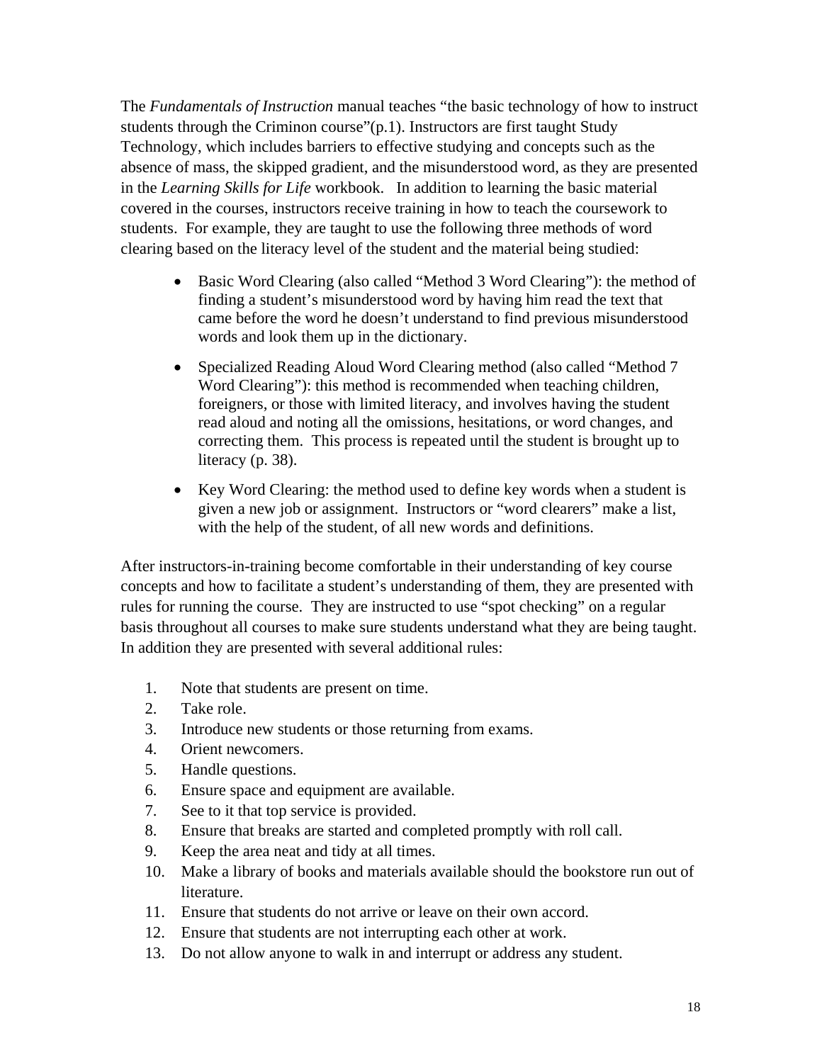The *Fundamentals of Instruction* manual teaches "the basic technology of how to instruct students through the Criminon course"(p.1). Instructors are first taught Study Technology, which includes barriers to effective studying and concepts such as the absence of mass, the skipped gradient, and the misunderstood word, as they are presented in the *Learning Skills for Life* workbook. In addition to learning the basic material covered in the courses, instructors receive training in how to teach the coursework to students. For example, they are taught to use the following three methods of word clearing based on the literacy level of the student and the material being studied:

- Basic Word Clearing (also called "Method 3 Word Clearing"): the method of finding a student's misunderstood word by having him read the text that came before the word he doesn't understand to find previous misunderstood words and look them up in the dictionary.

- Specialized Reading Aloud Word Clearing method (also called "Method 7 Word Clearing"): this method is recommended when teaching children, foreigners, or those with limited literacy, and involves having the student read aloud and noting all the omissions, hesitations, or word changes, and correcting them. This process is repeated until the student is brought up to literacy (p. 38).

- Key Word Clearing: the method used to define key words when a student is given a new job or assignment. Instructors or "word clearers" make a list, with the help of the student, of all new words and definitions.

After instructors-in-training become comfortable in their understanding of key course concepts and how to facilitate a student's understanding of them, they are presented with rules for running the course. They are instructed to use "spot checking" on a regular basis throughout all courses to make sure students understand what they are being taught. In addition they are presented with several additional rules:

1. Note that students are present on time.
2. Take role.
3. Introduce new students or those returning from exams.
4. Orient newcomers.
5. Handle questions.
6. Ensure space and equipment are available.
7. See to it that top service is provided.
8. Ensure that breaks are started and completed promptly with roll call.
9. Keep the area neat and tidy at all times.
10. Make a library of books and materials available should the bookstore run out of literature.
11. Ensure that students do not arrive or leave on their own accord.
12. Ensure that students are not interrupting each other at work.
13. Do not allow anyone to walk in and interrupt or address any student.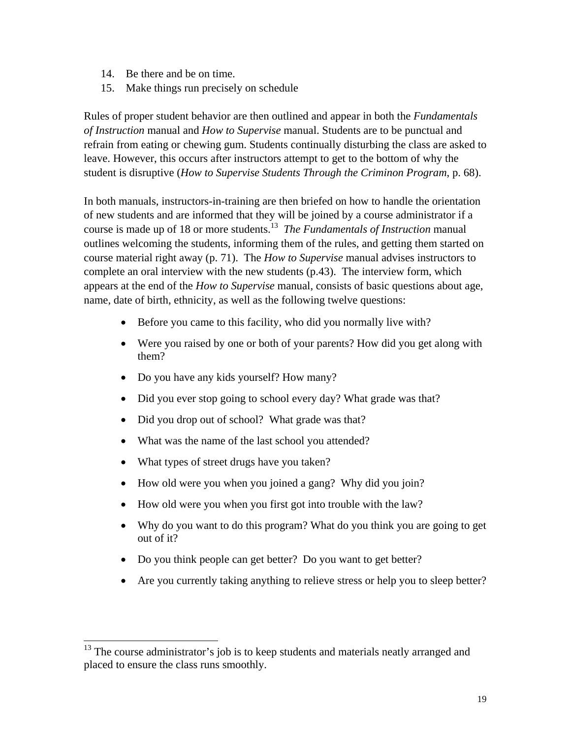14. Be there and be on time.
15. Make things run precisely on schedule

Rules of proper student behavior are then outlined and appear in both the *Fundamentals of Instruction* manual and *How to Supervise* manual. Students are to be punctual and refrain from eating or chewing gum. Students continually disturbing the class are asked to leave. However, this occurs after instructors attempt to get to the bottom of why the student is disruptive (*How to Supervise Students Through the Criminon Program*, p. 68).

In both manuals, instructors-in-training are then briefed on how to handle the orientation of new students and are informed that they will be joined by a course administrator if a course is made up of 18 or more students.[13] *The Fundamentals of Instruction* manual outlines welcoming the students, informing them of the rules, and getting them started on course material right away (p. 71). The *How to Supervise* manual advises instructors to complete an oral interview with the new students (p.43). The interview form, which appears at the end of the *How to Supervise* manual, consists of basic questions about age, name, date of birth, ethnicity, as well as the following twelve questions:

- Before you came to this facility, who did you normally live with?
- Were you raised by one or both of your parents? How did you get along with them?
- Do you have any kids yourself? How many?
- Did you ever stop going to school every day? What grade was that?
- Did you drop out of school? What grade was that?
- What was the name of the last school you attended?
- What types of street drugs have you taken?
- How old were you when you joined a gang? Why did you join?
- How old were you when you first got into trouble with the law?
- Why do you want to do this program? What do you think you are going to get out of it?
- Do you think people can get better? Do you want to get better?
- Are you currently taking anything to relieve stress or help you to sleep better?

[13] The course administrator's job is to keep students and materials neatly arranged and placed to ensure the class runs smoothly.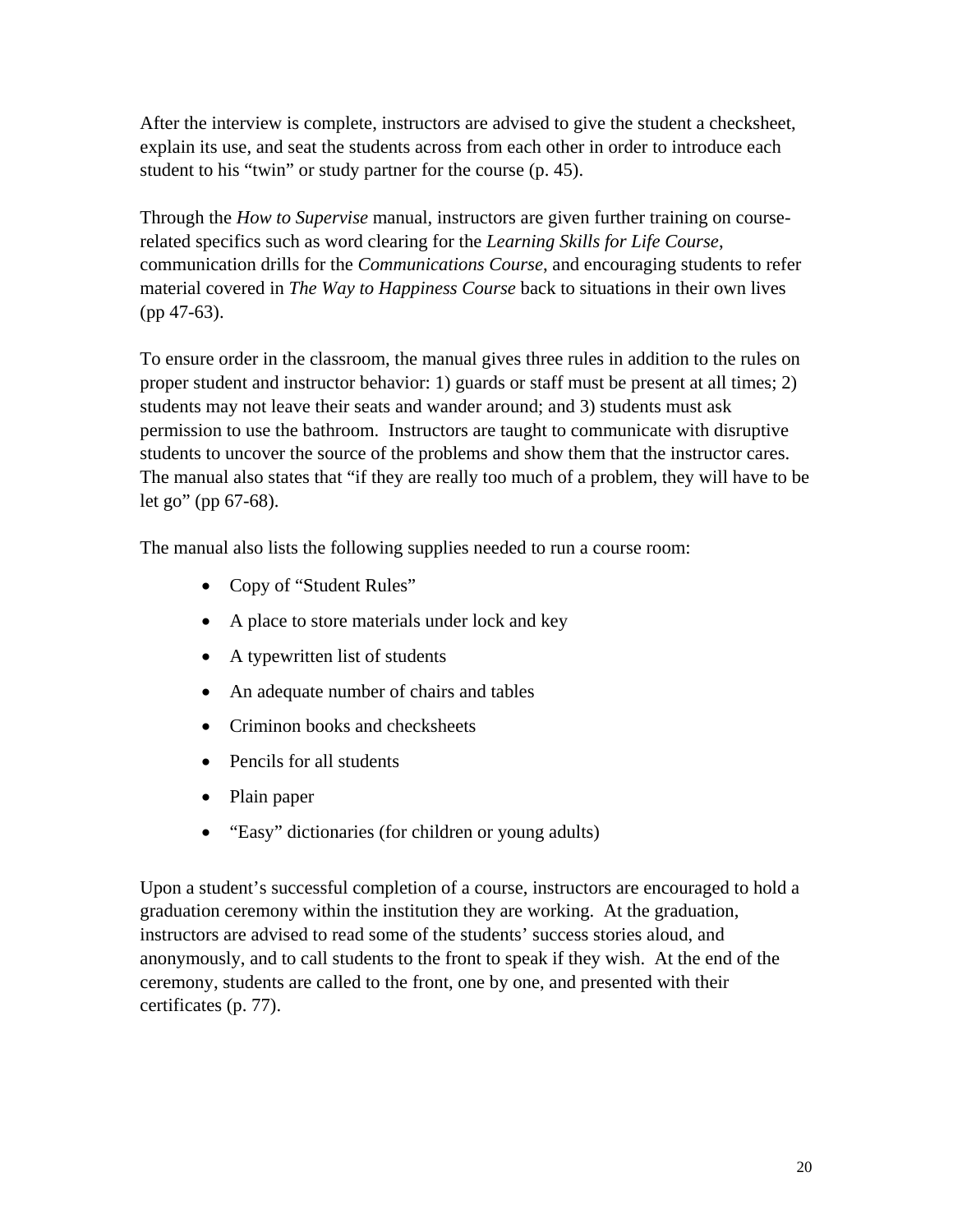After the interview is complete, instructors are advised to give the student a checksheet, explain its use, and seat the students across from each other in order to introduce each student to his "twin" or study partner for the course (p. 45).

Through the *How to Supervise* manual, instructors are given further training on course-related specifics such as word clearing for the *Learning Skills for Life Course*, communication drills for the *Communications Course*, and encouraging students to refer material covered in *The Way to Happiness Course* back to situations in their own lives (pp 47-63).

To ensure order in the classroom, the manual gives three rules in addition to the rules on proper student and instructor behavior: 1) guards or staff must be present at all times; 2) students may not leave their seats and wander around; and 3) students must ask permission to use the bathroom. Instructors are taught to communicate with disruptive students to uncover the source of the problems and show them that the instructor cares. The manual also states that "if they are really too much of a problem, they will have to be let go" (pp 67-68).

The manual also lists the following supplies needed to run a course room:

- Copy of "Student Rules"
- A place to store materials under lock and key
- A typewritten list of students
- An adequate number of chairs and tables
- Criminon books and checksheets
- Pencils for all students
- Plain paper
- "Easy" dictionaries (for children or young adults)

Upon a student's successful completion of a course, instructors are encouraged to hold a graduation ceremony within the institution they are working. At the graduation, instructors are advised to read some of the students' success stories aloud, and anonymously, and to call students to the front to speak if they wish. At the end of the ceremony, students are called to the front, one by one, and presented with their certificates (p. 77).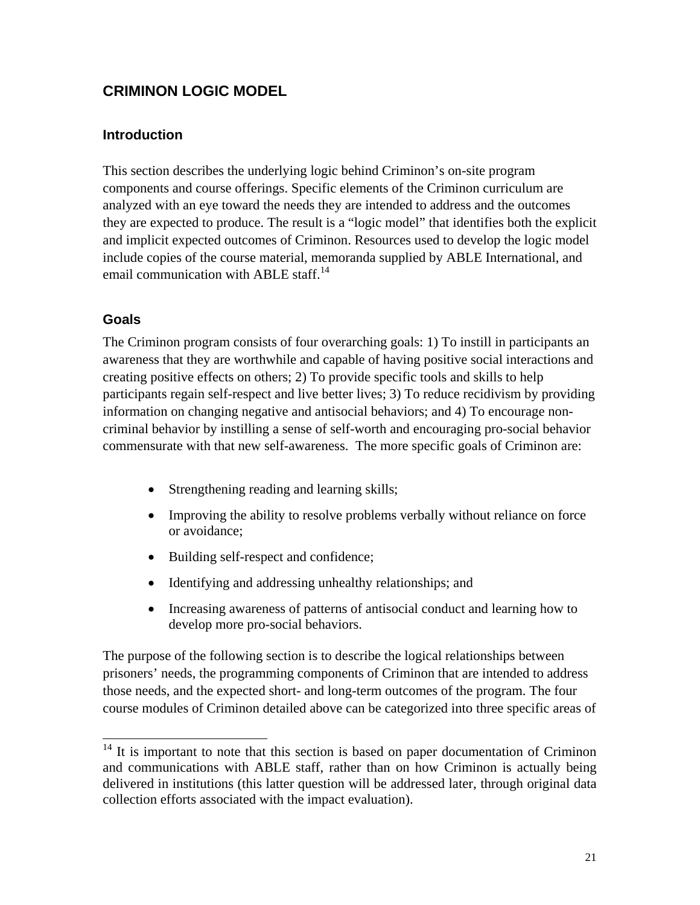## CRIMINON LOGIC MODEL

### Introduction

This section describes the underlying logic behind Criminon's on-site program components and course offerings. Specific elements of the Criminon curriculum are analyzed with an eye toward the needs they are intended to address and the outcomes they are expected to produce. The result is a "logic model" that identifies both the explicit and implicit expected outcomes of Criminon. Resources used to develop the logic model include copies of the course material, memoranda supplied by ABLE International, and email communication with ABLE staff.[14]

### Goals

The Criminon program consists of four overarching goals: 1) To instill in participants an awareness that they are worthwhile and capable of having positive social interactions and creating positive effects on others; 2) To provide specific tools and skills to help participants regain self-respect and live better lives; 3) To reduce recidivism by providing information on changing negative and antisocial behaviors; and 4) To encourage non-criminal behavior by instilling a sense of self-worth and encouraging pro-social behavior commensurate with that new self-awareness. The more specific goals of Criminon are:

- Strengthening reading and learning skills;
- Improving the ability to resolve problems verbally without reliance on force or avoidance;
- Building self-respect and confidence;
- Identifying and addressing unhealthy relationships; and
- Increasing awareness of patterns of antisocial conduct and learning how to develop more pro-social behaviors.

The purpose of the following section is to describe the logical relationships between prisoners' needs, the programming components of Criminon that are intended to address those needs, and the expected short- and long-term outcomes of the program. The four course modules of Criminon detailed above can be categorized into three specific areas of

[14] It is important to note that this section is based on paper documentation of Criminon and communications with ABLE staff, rather than on how Criminon is actually being delivered in institutions (this latter question will be addressed later, through original data collection efforts associated with the impact evaluation).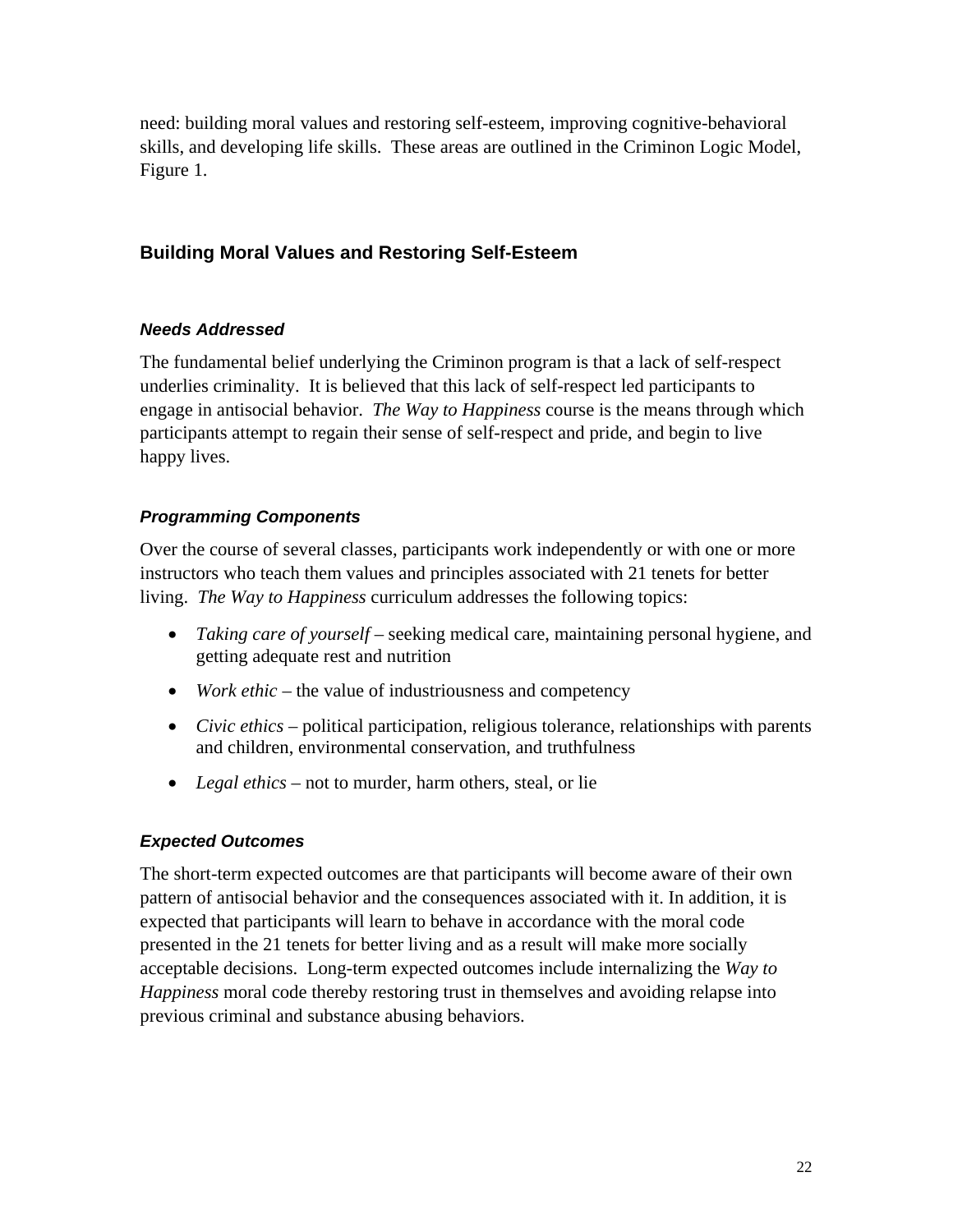need: building moral values and restoring self-esteem, improving cognitive-behavioral skills, and developing life skills. These areas are outlined in the Criminon Logic Model, Figure 1.

## Building Moral Values and Restoring Self-Esteem

### *Needs Addressed*

The fundamental belief underlying the Criminon program is that a lack of self-respect underlies criminality. It is believed that this lack of self-respect led participants to engage in antisocial behavior. *The Way to Happiness* course is the means through which participants attempt to regain their sense of self-respect and pride, and begin to live happy lives.

### *Programming Components*

Over the course of several classes, participants work independently or with one or more instructors who teach them values and principles associated with 21 tenets for better living. *The Way to Happiness* curriculum addresses the following topics:

- *Taking care of yourself* – seeking medical care, maintaining personal hygiene, and getting adequate rest and nutrition
- *Work ethic* – the value of industriousness and competency
- *Civic ethics* – political participation, religious tolerance, relationships with parents and children, environmental conservation, and truthfulness
- *Legal ethics* – not to murder, harm others, steal, or lie

### *Expected Outcomes*

The short-term expected outcomes are that participants will become aware of their own pattern of antisocial behavior and the consequences associated with it. In addition, it is expected that participants will learn to behave in accordance with the moral code presented in the 21 tenets for better living and as a result will make more socially acceptable decisions. Long-term expected outcomes include internalizing the *Way to Happiness* moral code thereby restoring trust in themselves and avoiding relapse into previous criminal and substance abusing behaviors.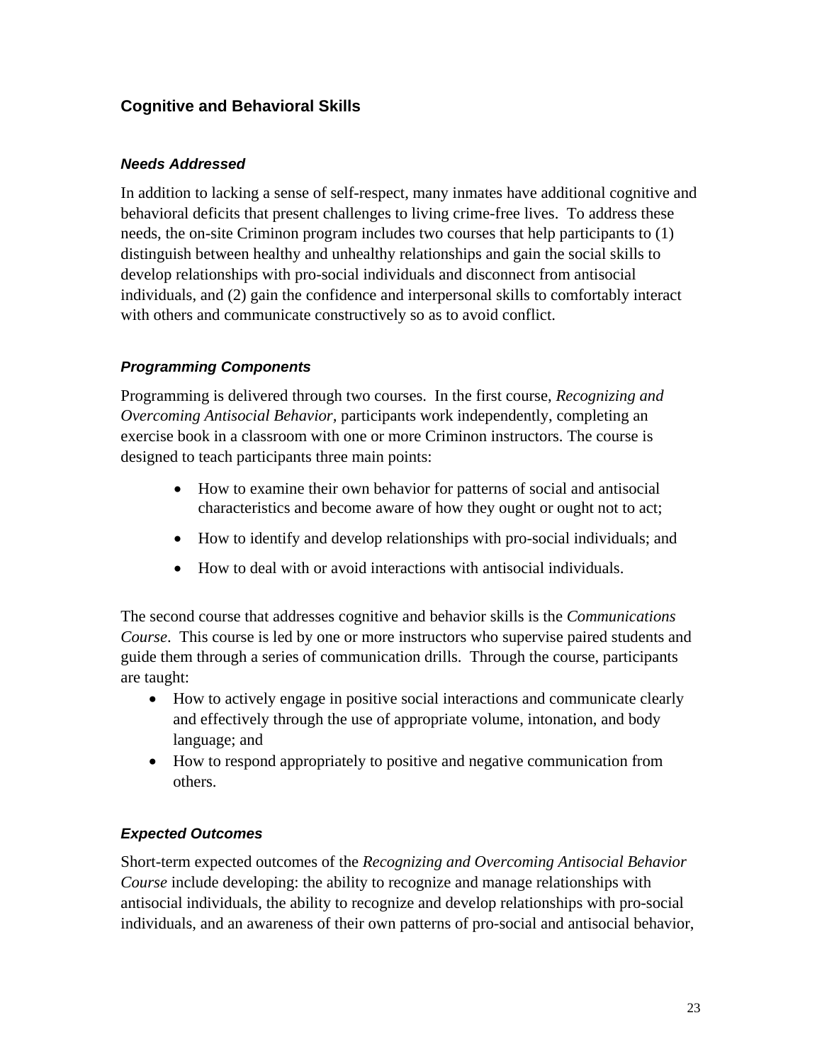## Cognitive and Behavioral Skills

### *Needs Addressed*

In addition to lacking a sense of self-respect, many inmates have additional cognitive and behavioral deficits that present challenges to living crime-free lives. To address these needs, the on-site Criminon program includes two courses that help participants to (1) distinguish between healthy and unhealthy relationships and gain the social skills to develop relationships with pro-social individuals and disconnect from antisocial individuals, and (2) gain the confidence and interpersonal skills to comfortably interact with others and communicate constructively so as to avoid conflict.

### *Programming Components*

Programming is delivered through two courses. In the first course, *Recognizing and Overcoming Antisocial Behavior,* participants work independently, completing an exercise book in a classroom with one or more Criminon instructors. The course is designed to teach participants three main points:

- How to examine their own behavior for patterns of social and antisocial characteristics and become aware of how they ought or ought not to act;
- How to identify and develop relationships with pro-social individuals; and
- How to deal with or avoid interactions with antisocial individuals.

The second course that addresses cognitive and behavior skills is the *Communications Course*. This course is led by one or more instructors who supervise paired students and guide them through a series of communication drills. Through the course, participants are taught:

- How to actively engage in positive social interactions and communicate clearly and effectively through the use of appropriate volume, intonation, and body language; and
- How to respond appropriately to positive and negative communication from others.

### *Expected Outcomes*

Short-term expected outcomes of the *Recognizing and Overcoming Antisocial Behavior Course* include developing: the ability to recognize and manage relationships with antisocial individuals, the ability to recognize and develop relationships with pro-social individuals, and an awareness of their own patterns of pro-social and antisocial behavior,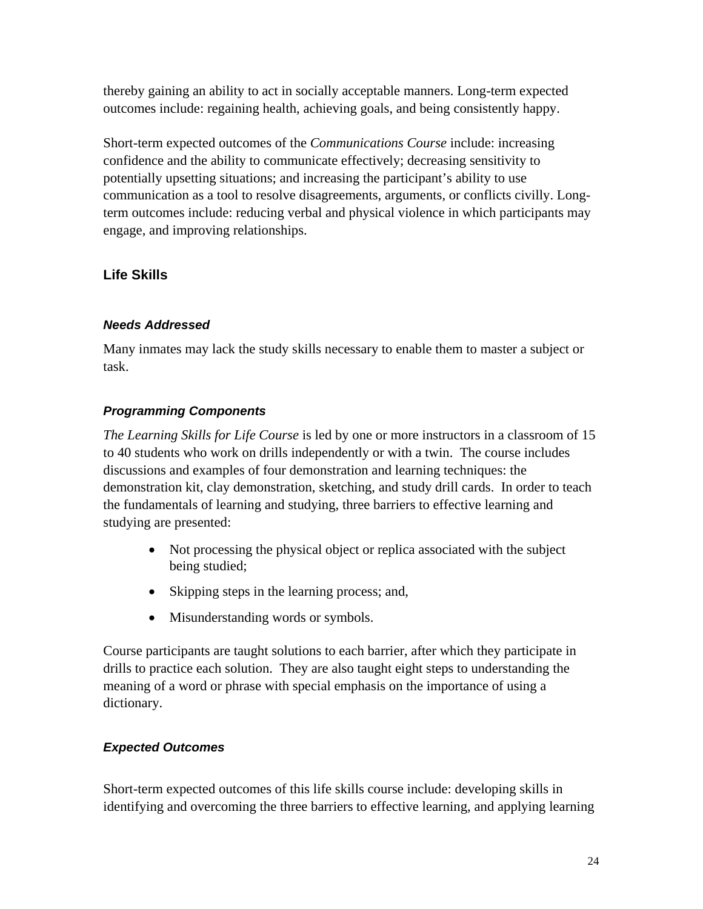thereby gaining an ability to act in socially acceptable manners. Long-term expected outcomes include: regaining health, achieving goals, and being consistently happy.

Short-term expected outcomes of the *Communications Course* include: increasing confidence and the ability to communicate effectively; decreasing sensitivity to potentially upsetting situations; and increasing the participant's ability to use communication as a tool to resolve disagreements, arguments, or conflicts civilly. Long-term outcomes include: reducing verbal and physical violence in which participants may engage, and improving relationships.

## Life Skills

### *Needs Addressed*

Many inmates may lack the study skills necessary to enable them to master a subject or task.

### *Programming Components*

*The Learning Skills for Life Course* is led by one or more instructors in a classroom of 15 to 40 students who work on drills independently or with a twin. The course includes discussions and examples of four demonstration and learning techniques: the demonstration kit, clay demonstration, sketching, and study drill cards. In order to teach the fundamentals of learning and studying, three barriers to effective learning and studying are presented:

- Not processing the physical object or replica associated with the subject being studied;
- Skipping steps in the learning process; and,
- Misunderstanding words or symbols.

Course participants are taught solutions to each barrier, after which they participate in drills to practice each solution. They are also taught eight steps to understanding the meaning of a word or phrase with special emphasis on the importance of using a dictionary.

### *Expected Outcomes*

Short-term expected outcomes of this life skills course include: developing skills in identifying and overcoming the three barriers to effective learning, and applying learning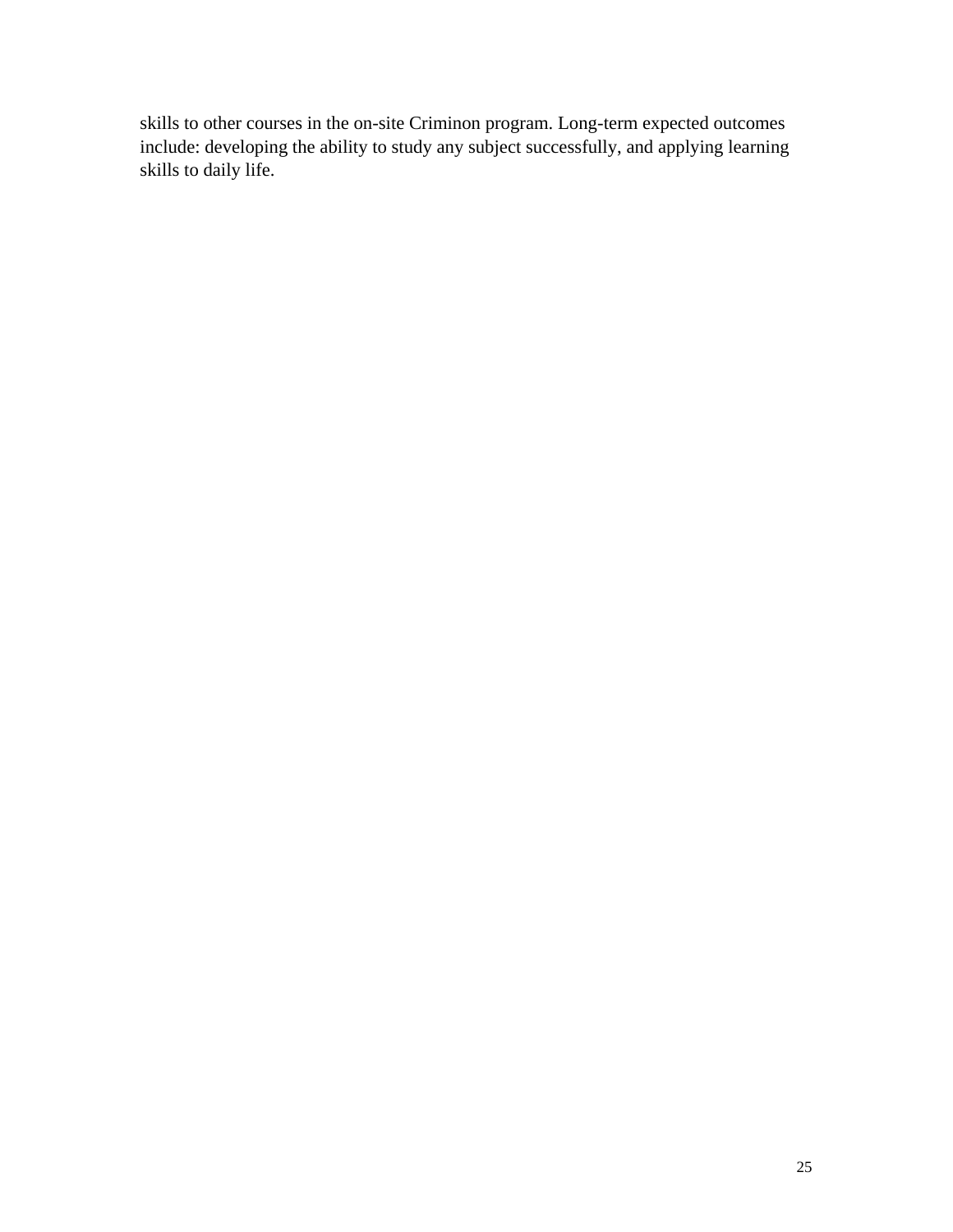skills to other courses in the on-site Criminon program. Long-term expected outcomes include: developing the ability to study any subject successfully, and applying learning skills to daily life.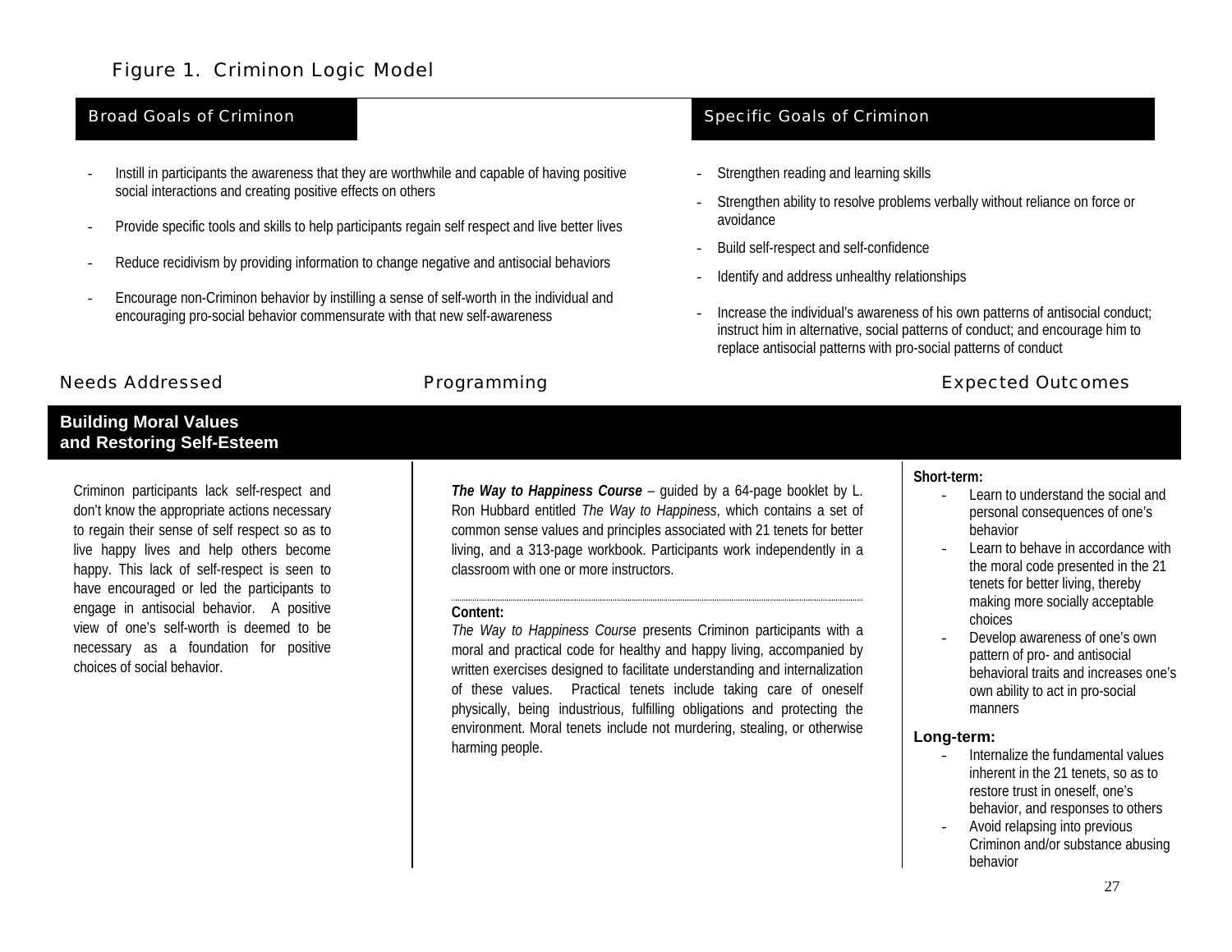# Figure 1. Criminon Logic Model

## Broad Goals of Criminon

- Instill in participants the awareness that they are worthwhile and capable of having positive social interactions and creating positive effects on others
- Provide specific tools and skills to help participants regain self respect and live better lives
- Reduce recidivism by providing information to change negative and antisocial behaviors
- Encourage non-Criminon behavior by instilling a sense of self-worth in the individual and encouraging pro-social behavior commensurate with that new self-awareness

## Specific Goals of Criminon

- Strengthen reading and learning skills
- Strengthen ability to resolve problems verbally without reliance on force or avoidance
- Build self-respect and self-confidence
- Identify and address unhealthy relationships
- Increase the individual's awareness of his own patterns of antisocial conduct; instruct him in alternative, social patterns of conduct; and encourage him to replace antisocial patterns with pro-social patterns of conduct

## Building Moral Values and Restoring Self-Esteem

### Needs Addressed

Criminon participants lack self-respect and don't know the appropriate actions necessary to regain their sense of self respect so as to live happy lives and help others become happy. This lack of self-respect is seen to have encouraged or led the participants to engage in antisocial behavior. A positive view of one's self-worth is deemed to be necessary as a foundation for positive choices of social behavior.

### Programming

***The Way to Happiness Course*** – guided by a 64-page booklet by L. Ron Hubbard entitled *The Way to Happiness*, which contains a set of common sense values and principles associated with 21 tenets for better living, and a 313-page workbook. Participants work independently in a classroom with one or more instructors.

**Content:**
*The Way to Happiness Course* presents Criminon participants with a moral and practical code for healthy and happy living, accompanied by written exercises designed to facilitate understanding and internalization of these values. Practical tenets include taking care of oneself physically, being industrious, fulfilling obligations and protecting the environment. Moral tenets include not murdering, stealing, or otherwise harming people.

### Expected Outcomes

**Short-term:**

- Learn to understand the social and personal consequences of one's behavior
- Learn to behave in accordance with the moral code presented in the 21 tenets for better living, thereby making more socially acceptable choices
- Develop awareness of one's own pattern of pro- and antisocial behavioral traits and increases one's own ability to act in pro-social manners

**Long-term:**

- Internalize the fundamental values inherent in the 21 tenets, so as to restore trust in oneself, one's behavior, and responses to others
- Avoid relapsing into previous Criminon and/or substance abusing behavior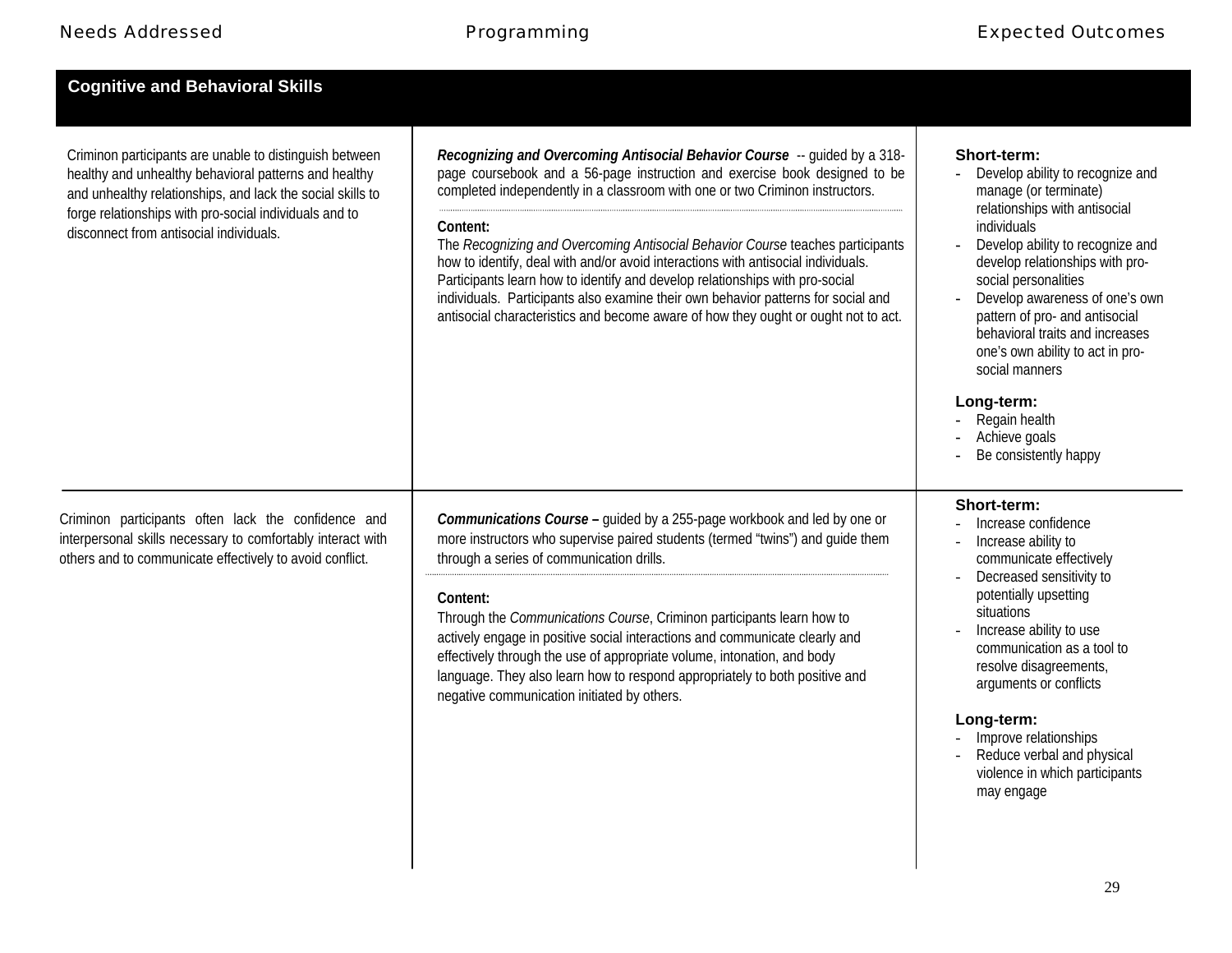| Needs Addressed | Programming | Expected Outcomes |
| --- | --- | --- |
| **Cognitive and Behavioral Skills** | | |
| Criminon participants are unable to distinguish between healthy and unhealthy behavioral patterns and healthy and unhealthy relationships, and lack the social skills to forge relationships with pro-social individuals and to disconnect from antisocial individuals. | ***Recognizing and Overcoming Antisocial Behavior Course*** -- guided by a 318-page coursebook and a 56-page instruction and exercise book designed to be completed independently in a classroom with one or two Criminon instructors.<br><br>**Content:**<br>The *Recognizing and Overcoming Antisocial Behavior Course* teaches participants how to identify, deal with and/or avoid interactions with antisocial individuals. Participants learn how to identify and develop relationships with pro-social individuals. Participants also examine their own behavior patterns for social and antisocial characteristics and become aware of how they ought or ought not to act. | **Short-term:**<br>- Develop ability to recognize and manage (or terminate) relationships with antisocial individuals<br>- Develop ability to recognize and develop relationships with pro-social personalities<br>- Develop awareness of one's own pattern of pro- and antisocial behavioral traits and increases one's own ability to act in pro-social manners<br><br>**Long-term:**<br>- Regain health<br>- Achieve goals<br>- Be consistently happy |
| Criminon participants often lack the confidence and interpersonal skills necessary to comfortably interact with others and to communicate effectively to avoid conflict. | ***Communications Course*** – guided by a 255-page workbook and led by one or more instructors who supervise paired students (termed "twins") and guide them through a series of communication drills.<br><br>**Content:**<br>Through the *Communications Course*, Criminon participants learn how to actively engage in positive social interactions and communicate clearly and effectively through the use of appropriate volume, intonation, and body language. They also learn how to respond appropriately to both positive and negative communication initiated by others. | **Short-term:**<br>- Increase confidence<br>- Increase ability to communicate effectively<br>- Decreased sensitivity to potentially upsetting situations<br>- Increase ability to use communication as a tool to resolve disagreements, arguments or conflicts<br><br>**Long-term:**<br>- Improve relationships<br>- Reduce verbal and physical violence in which participants may engage |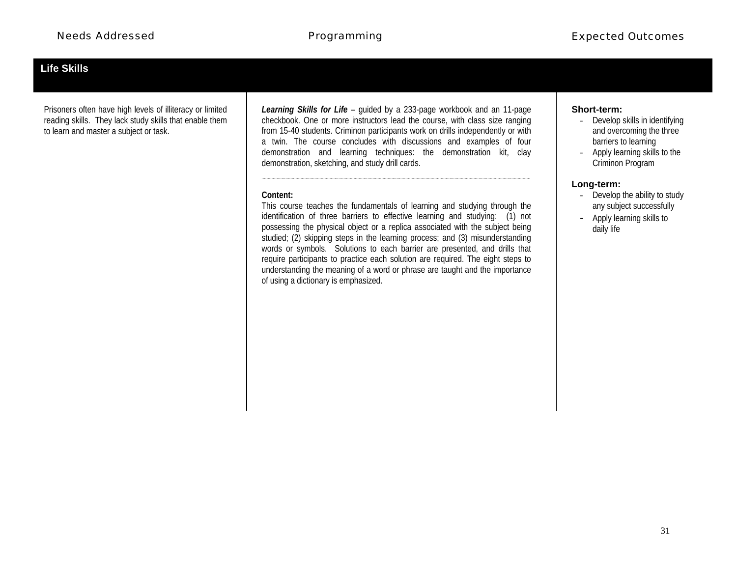| Needs Addressed | Programming | Expected Outcomes |
|---|---|---|
| **Life Skills** | | |
| Prisoners often have high levels of illiteracy or limited reading skills. They lack study skills that enable them to learn and master a subject or task. | ***Learning Skills for Life*** – guided by a 233-page workbook and an 11-page checkbook. One or more instructors lead the course, with class size ranging from 15-40 students. Criminon participants work on drills independently or with a twin. The course concludes with discussions and examples of four demonstration and learning techniques: the demonstration kit, clay demonstration, sketching, and study drill cards.<br><br>**Content:**<br>This course teaches the fundamentals of learning and studying through the identification of three barriers to effective learning and studying: (1) not possessing the physical object or a replica associated with the subject being studied; (2) skipping steps in the learning process; and (3) misunderstanding words or symbols. Solutions to each barrier are presented, and drills that require participants to practice each solution are required. The eight steps to understanding the meaning of a word or phrase are taught and the importance of using a dictionary is emphasized. | **Short-term:**<br>- Develop skills in identifying and overcoming the three barriers to learning<br>- Apply learning skills to the Criminon Program<br><br>**Long-term:**<br>- Develop the ability to study any subject successfully<br>- Apply learning skills to daily life |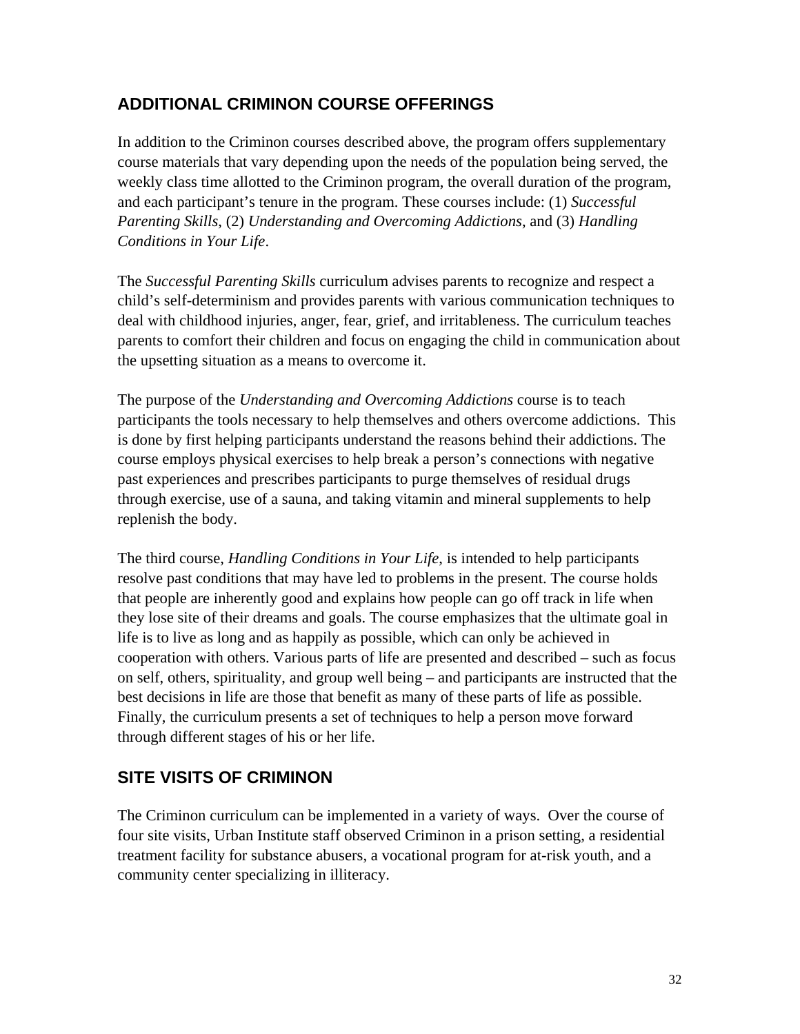## ADDITIONAL CRIMINON COURSE OFFERINGS

In addition to the Criminon courses described above, the program offers supplementary course materials that vary depending upon the needs of the population being served, the weekly class time allotted to the Criminon program, the overall duration of the program, and each participant's tenure in the program. These courses include: (1) *Successful Parenting Skills*, (2) *Understanding and Overcoming Addictions*, and (3) *Handling Conditions in Your Life*.

The *Successful Parenting Skills* curriculum advises parents to recognize and respect a child's self-determinism and provides parents with various communication techniques to deal with childhood injuries, anger, fear, grief, and irritableness. The curriculum teaches parents to comfort their children and focus on engaging the child in communication about the upsetting situation as a means to overcome it.

The purpose of the *Understanding and Overcoming Addictions* course is to teach participants the tools necessary to help themselves and others overcome addictions. This is done by first helping participants understand the reasons behind their addictions. The course employs physical exercises to help break a person's connections with negative past experiences and prescribes participants to purge themselves of residual drugs through exercise, use of a sauna, and taking vitamin and mineral supplements to help replenish the body.

The third course, *Handling Conditions in Your Life*, is intended to help participants resolve past conditions that may have led to problems in the present. The course holds that people are inherently good and explains how people can go off track in life when they lose site of their dreams and goals. The course emphasizes that the ultimate goal in life is to live as long and as happily as possible, which can only be achieved in cooperation with others. Various parts of life are presented and described – such as focus on self, others, spirituality, and group well being – and participants are instructed that the best decisions in life are those that benefit as many of these parts of life as possible. Finally, the curriculum presents a set of techniques to help a person move forward through different stages of his or her life.

## SITE VISITS OF CRIMINON

The Criminon curriculum can be implemented in a variety of ways. Over the course of four site visits, Urban Institute staff observed Criminon in a prison setting, a residential treatment facility for substance abusers, a vocational program for at-risk youth, and a community center specializing in illiteracy.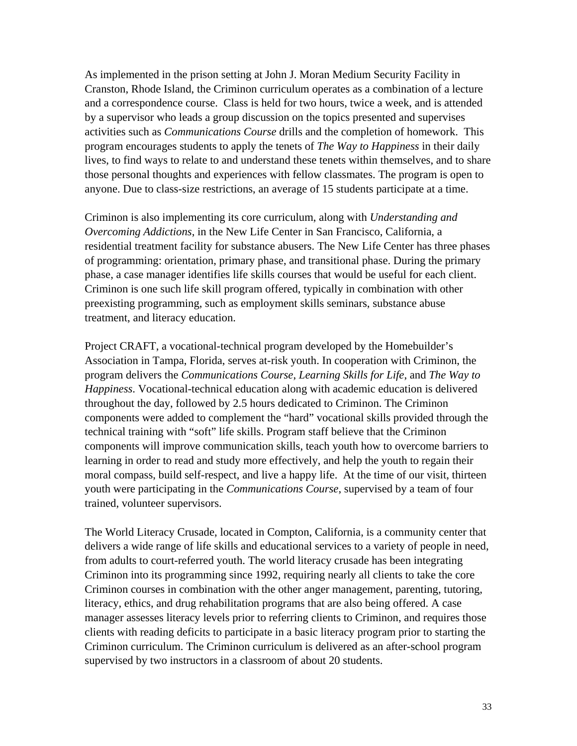As implemented in the prison setting at John J. Moran Medium Security Facility in Cranston, Rhode Island, the Criminon curriculum operates as a combination of a lecture and a correspondence course. Class is held for two hours, twice a week, and is attended by a supervisor who leads a group discussion on the topics presented and supervises activities such as *Communications Course* drills and the completion of homework. This program encourages students to apply the tenets of *The Way to Happiness* in their daily lives, to find ways to relate to and understand these tenets within themselves, and to share those personal thoughts and experiences with fellow classmates. The program is open to anyone. Due to class-size restrictions, an average of 15 students participate at a time.

Criminon is also implementing its core curriculum, along with *Understanding and Overcoming Addictions*, in the New Life Center in San Francisco, California, a residential treatment facility for substance abusers. The New Life Center has three phases of programming: orientation, primary phase, and transitional phase. During the primary phase, a case manager identifies life skills courses that would be useful for each client. Criminon is one such life skill program offered, typically in combination with other preexisting programming, such as employment skills seminars, substance abuse treatment, and literacy education.

Project CRAFT, a vocational-technical program developed by the Homebuilder's Association in Tampa, Florida, serves at-risk youth. In cooperation with Criminon, the program delivers the *Communications Course*, *Learning Skills for Life*, and *The Way to Happiness*. Vocational-technical education along with academic education is delivered throughout the day, followed by 2.5 hours dedicated to Criminon. The Criminon components were added to complement the "hard" vocational skills provided through the technical training with "soft" life skills. Program staff believe that the Criminon components will improve communication skills, teach youth how to overcome barriers to learning in order to read and study more effectively, and help the youth to regain their moral compass, build self-respect, and live a happy life. At the time of our visit, thirteen youth were participating in the *Communications Course*, supervised by a team of four trained, volunteer supervisors.

The World Literacy Crusade, located in Compton, California, is a community center that delivers a wide range of life skills and educational services to a variety of people in need, from adults to court-referred youth. The world literacy crusade has been integrating Criminon into its programming since 1992, requiring nearly all clients to take the core Criminon courses in combination with the other anger management, parenting, tutoring, literacy, ethics, and drug rehabilitation programs that are also being offered. A case manager assesses literacy levels prior to referring clients to Criminon, and requires those clients with reading deficits to participate in a basic literacy program prior to starting the Criminon curriculum. The Criminon curriculum is delivered as an after-school program supervised by two instructors in a classroom of about 20 students.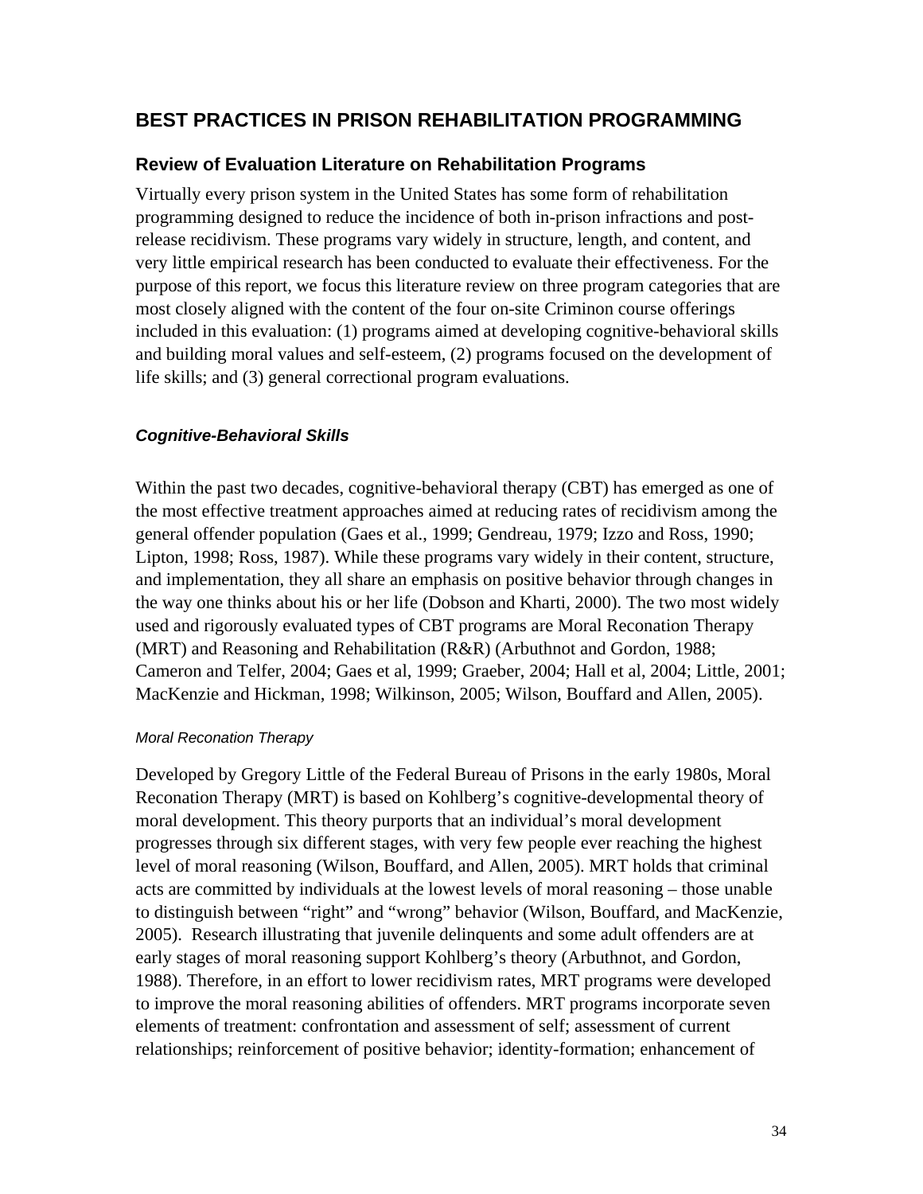## BEST PRACTICES IN PRISON REHABILITATION PROGRAMMING

### Review of Evaluation Literature on Rehabilitation Programs

Virtually every prison system in the United States has some form of rehabilitation programming designed to reduce the incidence of both in-prison infractions and post-release recidivism. These programs vary widely in structure, length, and content, and very little empirical research has been conducted to evaluate their effectiveness. For the purpose of this report, we focus this literature review on three program categories that are most closely aligned with the content of the four on-site Criminon course offerings included in this evaluation: (1) programs aimed at developing cognitive-behavioral skills and building moral values and self-esteem, (2) programs focused on the development of life skills; and (3) general correctional program evaluations.

#### *Cognitive-Behavioral Skills*

Within the past two decades, cognitive-behavioral therapy (CBT) has emerged as one of the most effective treatment approaches aimed at reducing rates of recidivism among the general offender population (Gaes et al., 1999; Gendreau, 1979; Izzo and Ross, 1990; Lipton, 1998; Ross, 1987). While these programs vary widely in their content, structure, and implementation, they all share an emphasis on positive behavior through changes in the way one thinks about his or her life (Dobson and Kharti, 2000). The two most widely used and rigorously evaluated types of CBT programs are Moral Reconation Therapy (MRT) and Reasoning and Rehabilitation (R&R) (Arbuthnot and Gordon, 1988; Cameron and Telfer, 2004; Gaes et al, 1999; Graeber, 2004; Hall et al, 2004; Little, 2001; MacKenzie and Hickman, 1998; Wilkinson, 2005; Wilson, Bouffard and Allen, 2005).

*Moral Reconation Therapy*

Developed by Gregory Little of the Federal Bureau of Prisons in the early 1980s, Moral Reconation Therapy (MRT) is based on Kohlberg's cognitive-developmental theory of moral development. This theory purports that an individual's moral development progresses through six different stages, with very few people ever reaching the highest level of moral reasoning (Wilson, Bouffard, and Allen, 2005). MRT holds that criminal acts are committed by individuals at the lowest levels of moral reasoning – those unable to distinguish between "right" and "wrong" behavior (Wilson, Bouffard, and MacKenzie, 2005). Research illustrating that juvenile delinquents and some adult offenders are at early stages of moral reasoning support Kohlberg's theory (Arbuthnot, and Gordon, 1988). Therefore, in an effort to lower recidivism rates, MRT programs were developed to improve the moral reasoning abilities of offenders. MRT programs incorporate seven elements of treatment: confrontation and assessment of self; assessment of current relationships; reinforcement of positive behavior; identity-formation; enhancement of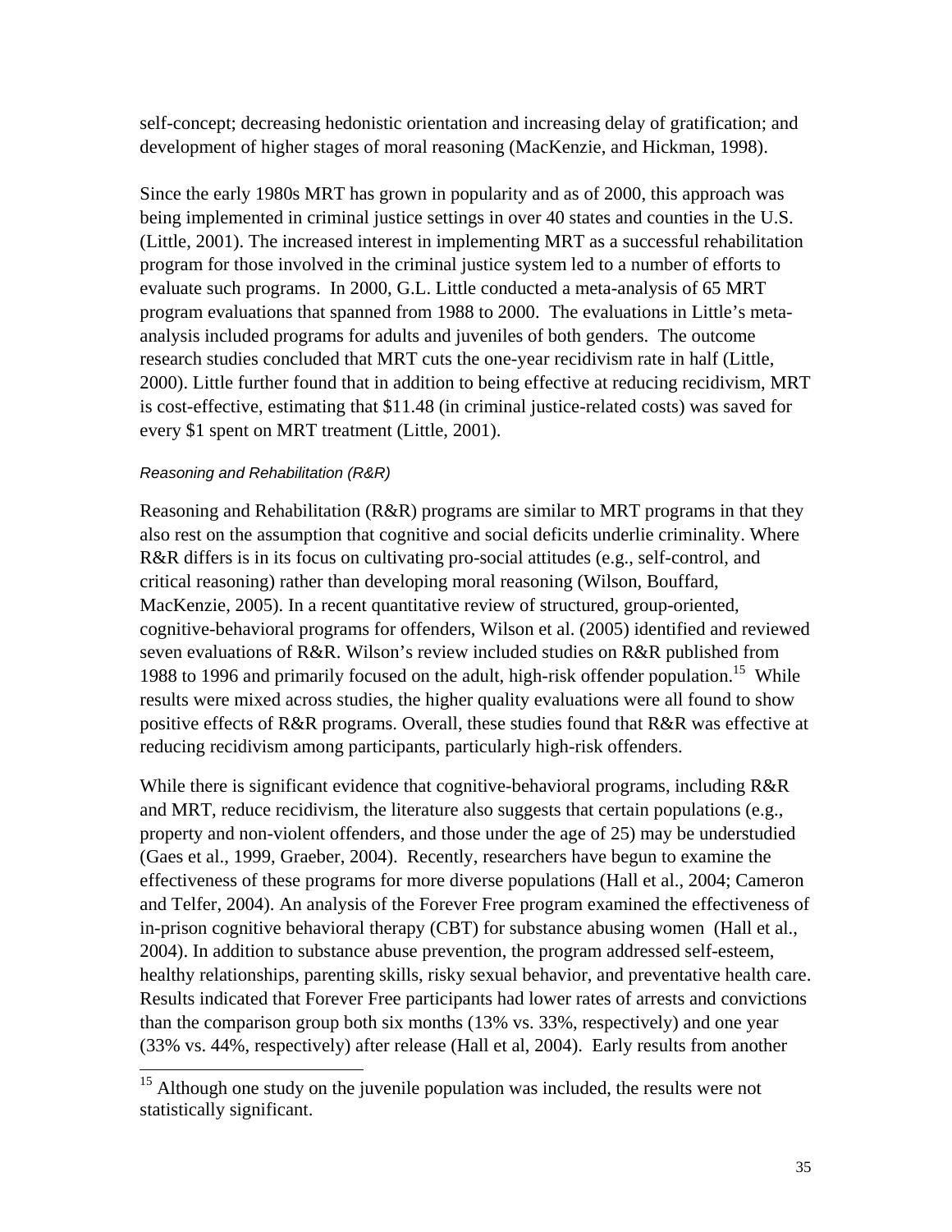self-concept; decreasing hedonistic orientation and increasing delay of gratification; and development of higher stages of moral reasoning (MacKenzie, and Hickman, 1998).

Since the early 1980s MRT has grown in popularity and as of 2000, this approach was being implemented in criminal justice settings in over 40 states and counties in the U.S. (Little, 2001). The increased interest in implementing MRT as a successful rehabilitation program for those involved in the criminal justice system led to a number of efforts to evaluate such programs. In 2000, G.L. Little conducted a meta-analysis of 65 MRT program evaluations that spanned from 1988 to 2000. The evaluations in Little's meta-analysis included programs for adults and juveniles of both genders. The outcome research studies concluded that MRT cuts the one-year recidivism rate in half (Little, 2000). Little further found that in addition to being effective at reducing recidivism, MRT is cost-effective, estimating that $11.48 (in criminal justice-related costs) was saved for every $1 spent on MRT treatment (Little, 2001).

*Reasoning and Rehabilitation (R&R)*

Reasoning and Rehabilitation (R&R) programs are similar to MRT programs in that they also rest on the assumption that cognitive and social deficits underlie criminality. Where R&R differs is in its focus on cultivating pro-social attitudes (e.g., self-control, and critical reasoning) rather than developing moral reasoning (Wilson, Bouffard, MacKenzie, 2005). In a recent quantitative review of structured, group-oriented, cognitive-behavioral programs for offenders, Wilson et al. (2005) identified and reviewed seven evaluations of R&R. Wilson's review included studies on R&R published from 1988 to 1996 and primarily focused on the adult, high-risk offender population.[15] While results were mixed across studies, the higher quality evaluations were all found to show positive effects of R&R programs. Overall, these studies found that R&R was effective at reducing recidivism among participants, particularly high-risk offenders.

While there is significant evidence that cognitive-behavioral programs, including R&R and MRT, reduce recidivism, the literature also suggests that certain populations (e.g., property and non-violent offenders, and those under the age of 25) may be understudied (Gaes et al., 1999, Graeber, 2004). Recently, researchers have begun to examine the effectiveness of these programs for more diverse populations (Hall et al., 2004; Cameron and Telfer, 2004). An analysis of the Forever Free program examined the effectiveness of in-prison cognitive behavioral therapy (CBT) for substance abusing women (Hall et al., 2004). In addition to substance abuse prevention, the program addressed self-esteem, healthy relationships, parenting skills, risky sexual behavior, and preventative health care. Results indicated that Forever Free participants had lower rates of arrests and convictions than the comparison group both six months (13% vs. 33%, respectively) and one year (33% vs. 44%, respectively) after release (Hall et al, 2004). Early results from another

[15] Although one study on the juvenile population was included, the results were not statistically significant.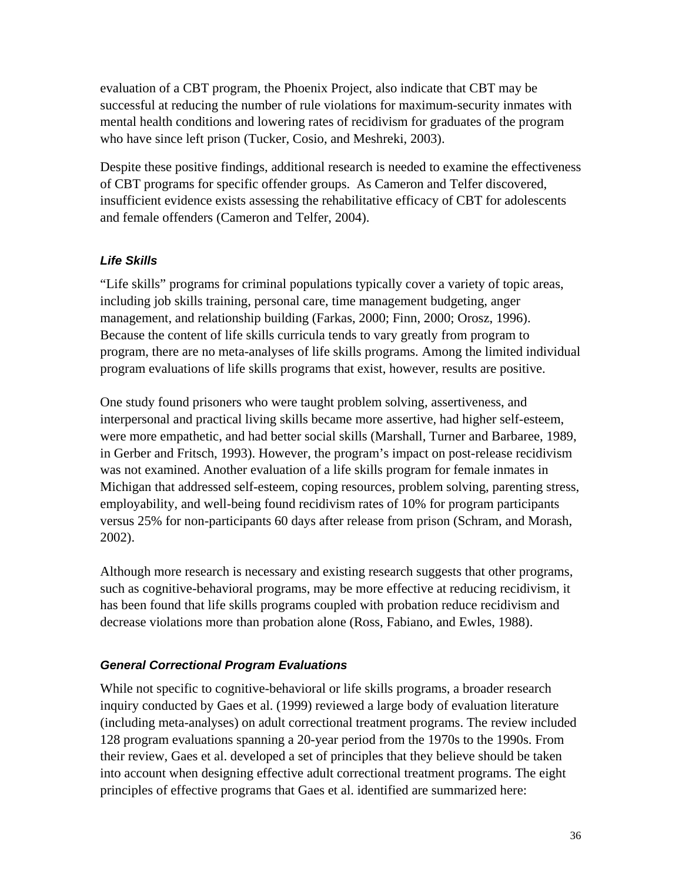evaluation of a CBT program, the Phoenix Project, also indicate that CBT may be successful at reducing the number of rule violations for maximum-security inmates with mental health conditions and lowering rates of recidivism for graduates of the program who have since left prison (Tucker, Cosio, and Meshreki, 2003).

Despite these positive findings, additional research is needed to examine the effectiveness of CBT programs for specific offender groups. As Cameron and Telfer discovered, insufficient evidence exists assessing the rehabilitative efficacy of CBT for adolescents and female offenders (Cameron and Telfer, 2004).

### *Life Skills*

"Life skills" programs for criminal populations typically cover a variety of topic areas, including job skills training, personal care, time management budgeting, anger management, and relationship building (Farkas, 2000; Finn, 2000; Orosz, 1996). Because the content of life skills curricula tends to vary greatly from program to program, there are no meta-analyses of life skills programs. Among the limited individual program evaluations of life skills programs that exist, however, results are positive.

One study found prisoners who were taught problem solving, assertiveness, and interpersonal and practical living skills became more assertive, had higher self-esteem, were more empathetic, and had better social skills (Marshall, Turner and Barbaree, 1989, in Gerber and Fritsch, 1993). However, the program's impact on post-release recidivism was not examined. Another evaluation of a life skills program for female inmates in Michigan that addressed self-esteem, coping resources, problem solving, parenting stress, employability, and well-being found recidivism rates of 10% for program participants versus 25% for non-participants 60 days after release from prison (Schram, and Morash, 2002).

Although more research is necessary and existing research suggests that other programs, such as cognitive-behavioral programs, may be more effective at reducing recidivism, it has been found that life skills programs coupled with probation reduce recidivism and decrease violations more than probation alone (Ross, Fabiano, and Ewles, 1988).

### *General Correctional Program Evaluations*

While not specific to cognitive-behavioral or life skills programs, a broader research inquiry conducted by Gaes et al. (1999) reviewed a large body of evaluation literature (including meta-analyses) on adult correctional treatment programs. The review included 128 program evaluations spanning a 20-year period from the 1970s to the 1990s. From their review, Gaes et al. developed a set of principles that they believe should be taken into account when designing effective adult correctional treatment programs. The eight principles of effective programs that Gaes et al. identified are summarized here: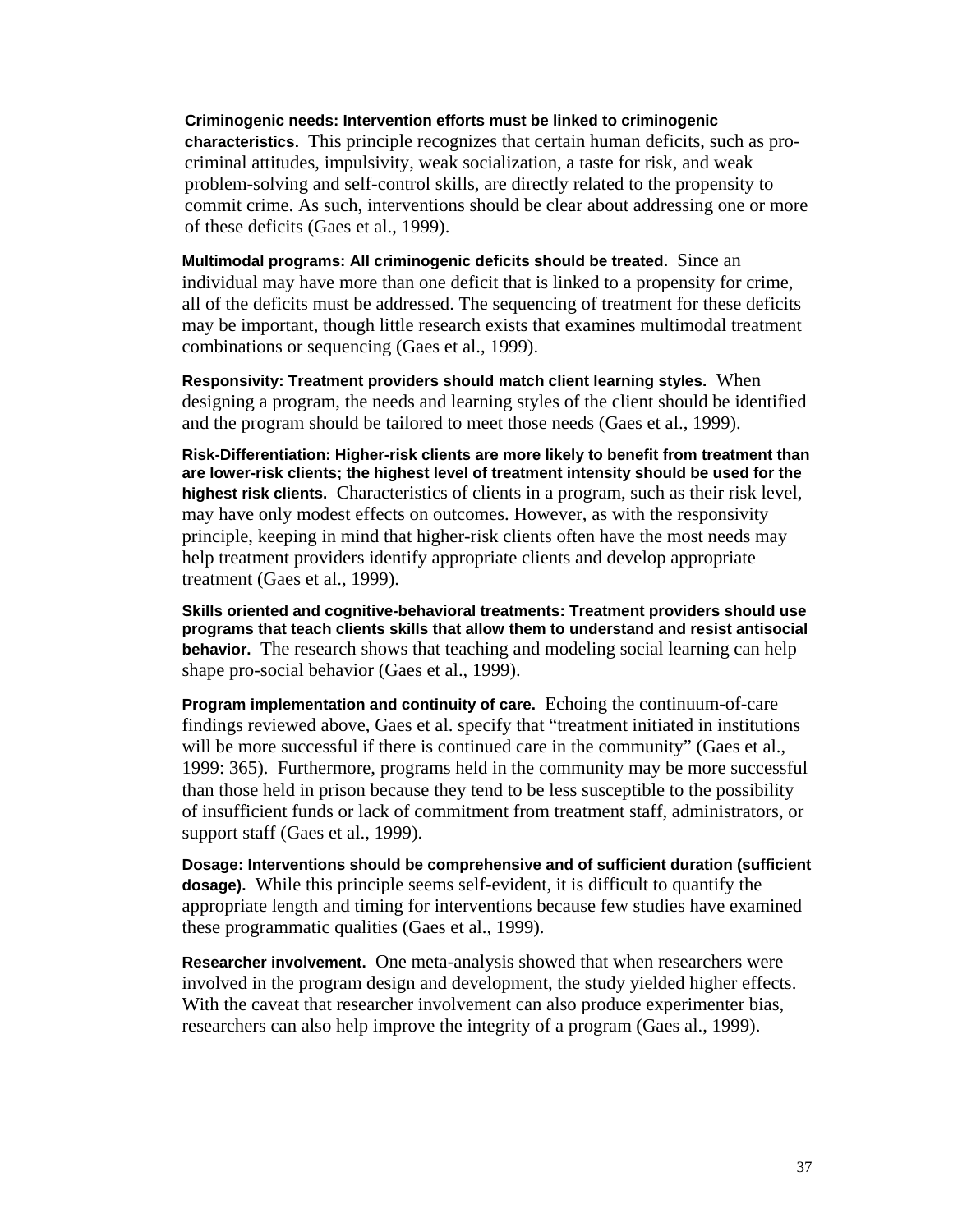**Criminogenic needs: Intervention efforts must be linked to criminogenic characteristics.** This principle recognizes that certain human deficits, such as pro-criminal attitudes, impulsivity, weak socialization, a taste for risk, and weak problem-solving and self-control skills, are directly related to the propensity to commit crime. As such, interventions should be clear about addressing one or more of these deficits (Gaes et al., 1999).

**Multimodal programs: All criminogenic deficits should be treated.** Since an individual may have more than one deficit that is linked to a propensity for crime, all of the deficits must be addressed. The sequencing of treatment for these deficits may be important, though little research exists that examines multimodal treatment combinations or sequencing (Gaes et al., 1999).

**Responsivity: Treatment providers should match client learning styles.** When designing a program, the needs and learning styles of the client should be identified and the program should be tailored to meet those needs (Gaes et al., 1999).

**Risk-Differentiation: Higher-risk clients are more likely to benefit from treatment than are lower-risk clients; the highest level of treatment intensity should be used for the highest risk clients.** Characteristics of clients in a program, such as their risk level, may have only modest effects on outcomes. However, as with the responsivity principle, keeping in mind that higher-risk clients often have the most needs may help treatment providers identify appropriate clients and develop appropriate treatment (Gaes et al., 1999).

**Skills oriented and cognitive-behavioral treatments: Treatment providers should use programs that teach clients skills that allow them to understand and resist antisocial behavior.** The research shows that teaching and modeling social learning can help shape pro-social behavior (Gaes et al., 1999).

**Program implementation and continuity of care.** Echoing the continuum-of-care findings reviewed above, Gaes et al. specify that "treatment initiated in institutions will be more successful if there is continued care in the community" (Gaes et al., 1999: 365). Furthermore, programs held in the community may be more successful than those held in prison because they tend to be less susceptible to the possibility of insufficient funds or lack of commitment from treatment staff, administrators, or support staff (Gaes et al., 1999).

**Dosage: Interventions should be comprehensive and of sufficient duration (sufficient dosage).** While this principle seems self-evident, it is difficult to quantify the appropriate length and timing for interventions because few studies have examined these programmatic qualities (Gaes et al., 1999).

**Researcher involvement.** One meta-analysis showed that when researchers were involved in the program design and development, the study yielded higher effects. With the caveat that researcher involvement can also produce experimenter bias, researchers can also help improve the integrity of a program (Gaes al., 1999).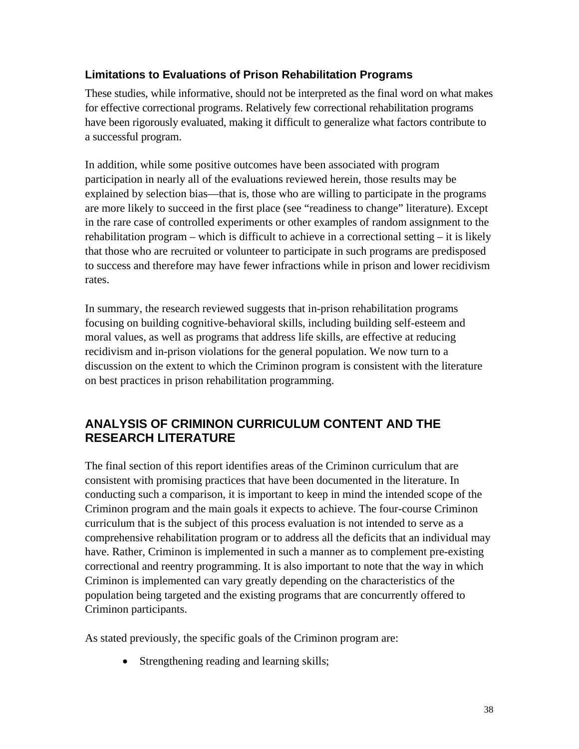### Limitations to Evaluations of Prison Rehabilitation Programs

These studies, while informative, should not be interpreted as the final word on what makes for effective correctional programs. Relatively few correctional rehabilitation programs have been rigorously evaluated, making it difficult to generalize what factors contribute to a successful program.

In addition, while some positive outcomes have been associated with program participation in nearly all of the evaluations reviewed herein, those results may be explained by selection bias—that is, those who are willing to participate in the programs are more likely to succeed in the first place (see "readiness to change" literature). Except in the rare case of controlled experiments or other examples of random assignment to the rehabilitation program – which is difficult to achieve in a correctional setting – it is likely that those who are recruited or volunteer to participate in such programs are predisposed to success and therefore may have fewer infractions while in prison and lower recidivism rates.

In summary, the research reviewed suggests that in-prison rehabilitation programs focusing on building cognitive-behavioral skills, including building self-esteem and moral values, as well as programs that address life skills, are effective at reducing recidivism and in-prison violations for the general population. We now turn to a discussion on the extent to which the Criminon program is consistent with the literature on best practices in prison rehabilitation programming.

## ANALYSIS OF CRIMINON CURRICULUM CONTENT AND THE RESEARCH LITERATURE

The final section of this report identifies areas of the Criminon curriculum that are consistent with promising practices that have been documented in the literature. In conducting such a comparison, it is important to keep in mind the intended scope of the Criminon program and the main goals it expects to achieve. The four-course Criminon curriculum that is the subject of this process evaluation is not intended to serve as a comprehensive rehabilitation program or to address all the deficits that an individual may have. Rather, Criminon is implemented in such a manner as to complement pre-existing correctional and reentry programming. It is also important to note that the way in which Criminon is implemented can vary greatly depending on the characteristics of the population being targeted and the existing programs that are concurrently offered to Criminon participants.

As stated previously, the specific goals of the Criminon program are:

- Strengthening reading and learning skills;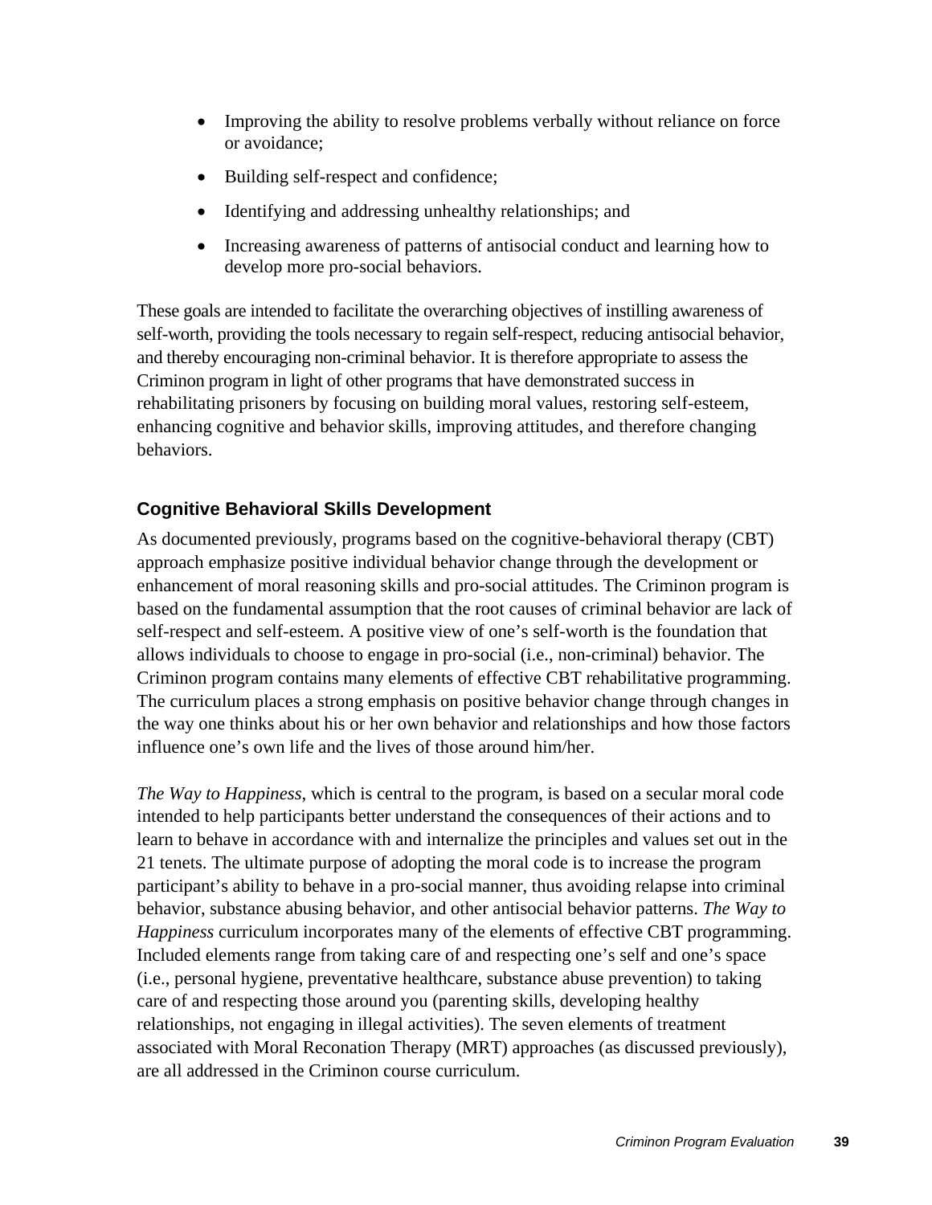- Improving the ability to resolve problems verbally without reliance on force or avoidance;
- Building self-respect and confidence;
- Identifying and addressing unhealthy relationships; and
- Increasing awareness of patterns of antisocial conduct and learning how to develop more pro-social behaviors.

These goals are intended to facilitate the overarching objectives of instilling awareness of self-worth, providing the tools necessary to regain self-respect, reducing antisocial behavior, and thereby encouraging non-criminal behavior. It is therefore appropriate to assess the Criminon program in light of other programs that have demonstrated success in rehabilitating prisoners by focusing on building moral values, restoring self-esteem, enhancing cognitive and behavior skills, improving attitudes, and therefore changing behaviors.

### Cognitive Behavioral Skills Development

As documented previously, programs based on the cognitive-behavioral therapy (CBT) approach emphasize positive individual behavior change through the development or enhancement of moral reasoning skills and pro-social attitudes. The Criminon program is based on the fundamental assumption that the root causes of criminal behavior are lack of self-respect and self-esteem. A positive view of one's self-worth is the foundation that allows individuals to choose to engage in pro-social (i.e., non-criminal) behavior. The Criminon program contains many elements of effective CBT rehabilitative programming. The curriculum places a strong emphasis on positive behavior change through changes in the way one thinks about his or her own behavior and relationships and how those factors influence one's own life and the lives of those around him/her.

*The Way to Happiness*, which is central to the program, is based on a secular moral code intended to help participants better understand the consequences of their actions and to learn to behave in accordance with and internalize the principles and values set out in the 21 tenets. The ultimate purpose of adopting the moral code is to increase the program participant's ability to behave in a pro-social manner, thus avoiding relapse into criminal behavior, substance abusing behavior, and other antisocial behavior patterns. *The Way to Happiness* curriculum incorporates many of the elements of effective CBT programming. Included elements range from taking care of and respecting one's self and one's space (i.e., personal hygiene, preventative healthcare, substance abuse prevention) to taking care of and respecting those around you (parenting skills, developing healthy relationships, not engaging in illegal activities). The seven elements of treatment associated with Moral Reconation Therapy (MRT) approaches (as discussed previously), are all addressed in the Criminon course curriculum.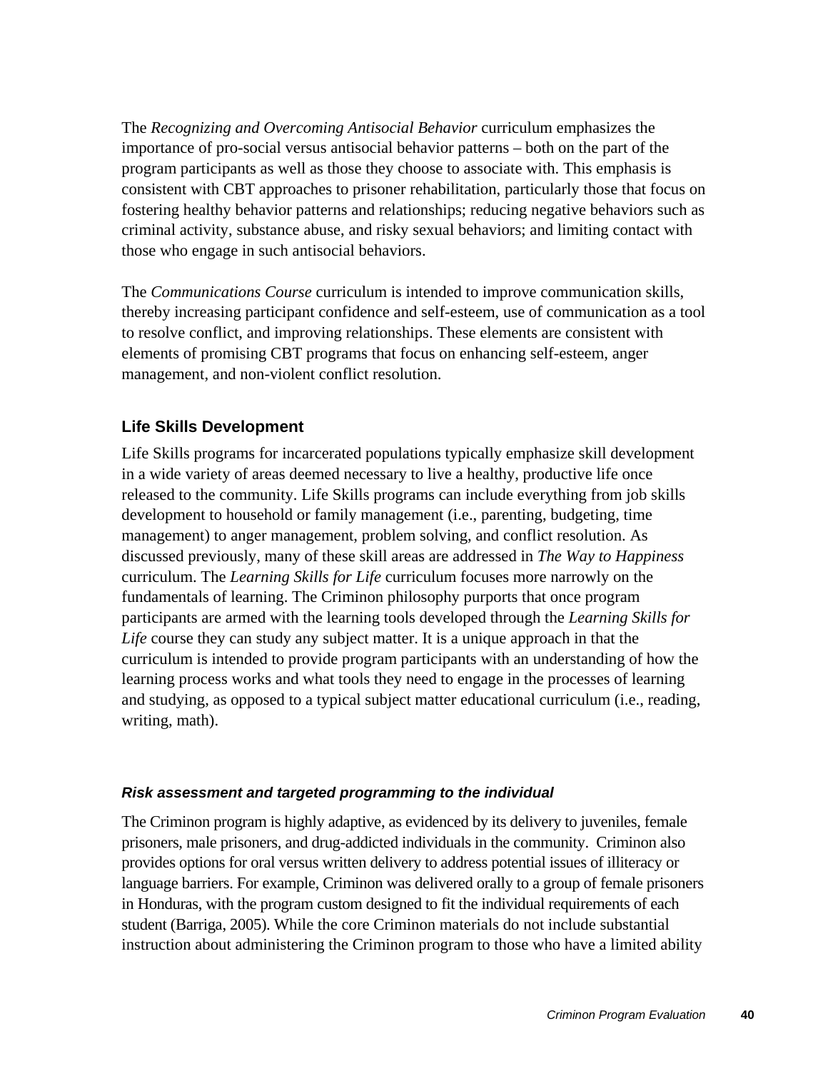The *Recognizing and Overcoming Antisocial Behavior* curriculum emphasizes the importance of pro-social versus antisocial behavior patterns – both on the part of the program participants as well as those they choose to associate with. This emphasis is consistent with CBT approaches to prisoner rehabilitation, particularly those that focus on fostering healthy behavior patterns and relationships; reducing negative behaviors such as criminal activity, substance abuse, and risky sexual behaviors; and limiting contact with those who engage in such antisocial behaviors.

The *Communications Course* curriculum is intended to improve communication skills, thereby increasing participant confidence and self-esteem, use of communication as a tool to resolve conflict, and improving relationships. These elements are consistent with elements of promising CBT programs that focus on enhancing self-esteem, anger management, and non-violent conflict resolution.

### Life Skills Development

Life Skills programs for incarcerated populations typically emphasize skill development in a wide variety of areas deemed necessary to live a healthy, productive life once released to the community. Life Skills programs can include everything from job skills development to household or family management (i.e., parenting, budgeting, time management) to anger management, problem solving, and conflict resolution. As discussed previously, many of these skill areas are addressed in *The Way to Happiness* curriculum. The *Learning Skills for Life* curriculum focuses more narrowly on the fundamentals of learning. The Criminon philosophy purports that once program participants are armed with the learning tools developed through the *Learning Skills for Life* course they can study any subject matter. It is a unique approach in that the curriculum is intended to provide program participants with an understanding of how the learning process works and what tools they need to engage in the processes of learning and studying, as opposed to a typical subject matter educational curriculum (i.e., reading, writing, math).

#### *Risk assessment and targeted programming to the individual*

The Criminon program is highly adaptive, as evidenced by its delivery to juveniles, female prisoners, male prisoners, and drug-addicted individuals in the community. Criminon also provides options for oral versus written delivery to address potential issues of illiteracy or language barriers. For example, Criminon was delivered orally to a group of female prisoners in Honduras, with the program custom designed to fit the individual requirements of each student (Barriga, 2005). While the core Criminon materials do not include substantial instruction about administering the Criminon program to those who have a limited ability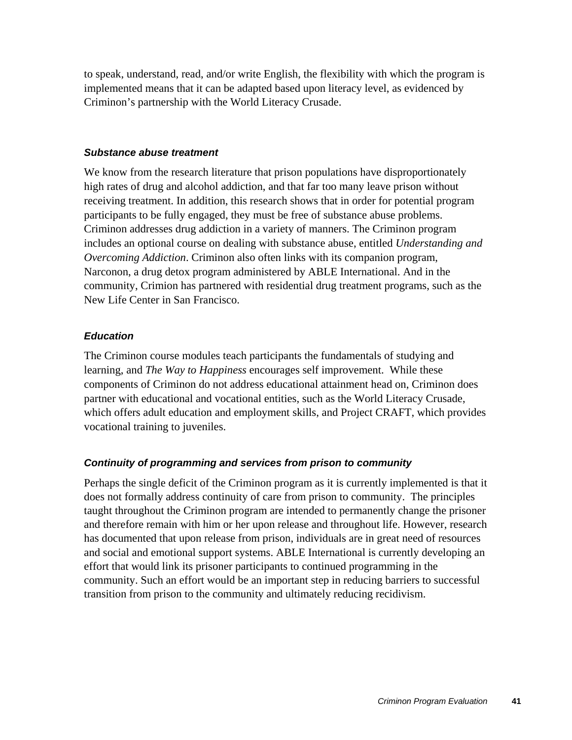to speak, understand, read, and/or write English, the flexibility with which the program is implemented means that it can be adapted based upon literacy level, as evidenced by Criminon's partnership with the World Literacy Crusade.

### *Substance abuse treatment*

We know from the research literature that prison populations have disproportionately high rates of drug and alcohol addiction, and that far too many leave prison without receiving treatment. In addition, this research shows that in order for potential program participants to be fully engaged, they must be free of substance abuse problems. Criminon addresses drug addiction in a variety of manners. The Criminon program includes an optional course on dealing with substance abuse, entitled *Understanding and Overcoming Addiction*. Criminon also often links with its companion program, Narconon, a drug detox program administered by ABLE International. And in the community, Crimion has partnered with residential drug treatment programs, such as the New Life Center in San Francisco.

### *Education*

The Criminon course modules teach participants the fundamentals of studying and learning, and *The Way to Happiness* encourages self improvement. While these components of Criminon do not address educational attainment head on, Criminon does partner with educational and vocational entities, such as the World Literacy Crusade, which offers adult education and employment skills, and Project CRAFT, which provides vocational training to juveniles.

### *Continuity of programming and services from prison to community*

Perhaps the single deficit of the Criminon program as it is currently implemented is that it does not formally address continuity of care from prison to community. The principles taught throughout the Criminon program are intended to permanently change the prisoner and therefore remain with him or her upon release and throughout life. However, research has documented that upon release from prison, individuals are in great need of resources and social and emotional support systems. ABLE International is currently developing an effort that would link its prisoner participants to continued programming in the community. Such an effort would be an important step in reducing barriers to successful transition from prison to the community and ultimately reducing recidivism.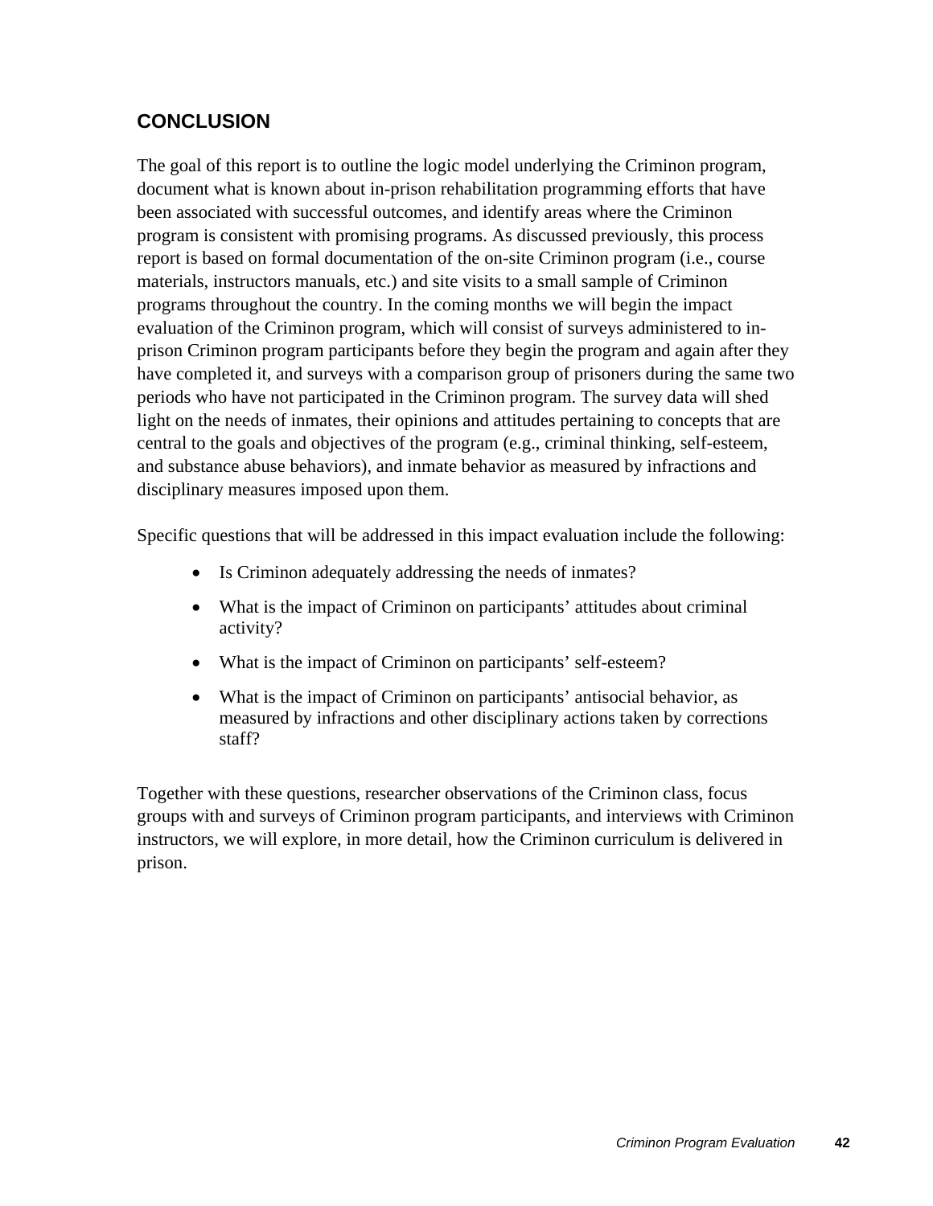## CONCLUSION

The goal of this report is to outline the logic model underlying the Criminon program, document what is known about in-prison rehabilitation programming efforts that have been associated with successful outcomes, and identify areas where the Criminon program is consistent with promising programs. As discussed previously, this process report is based on formal documentation of the on-site Criminon program (i.e., course materials, instructors manuals, etc.) and site visits to a small sample of Criminon programs throughout the country. In the coming months we will begin the impact evaluation of the Criminon program, which will consist of surveys administered to in-prison Criminon program participants before they begin the program and again after they have completed it, and surveys with a comparison group of prisoners during the same two periods who have not participated in the Criminon program. The survey data will shed light on the needs of inmates, their opinions and attitudes pertaining to concepts that are central to the goals and objectives of the program (e.g., criminal thinking, self-esteem, and substance abuse behaviors), and inmate behavior as measured by infractions and disciplinary measures imposed upon them.

Specific questions that will be addressed in this impact evaluation include the following:

- Is Criminon adequately addressing the needs of inmates?
- What is the impact of Criminon on participants' attitudes about criminal activity?
- What is the impact of Criminon on participants' self-esteem?
- What is the impact of Criminon on participants' antisocial behavior, as measured by infractions and other disciplinary actions taken by corrections staff?

Together with these questions, researcher observations of the Criminon class, focus groups with and surveys of Criminon program participants, and interviews with Criminon instructors, we will explore, in more detail, how the Criminon curriculum is delivered in prison.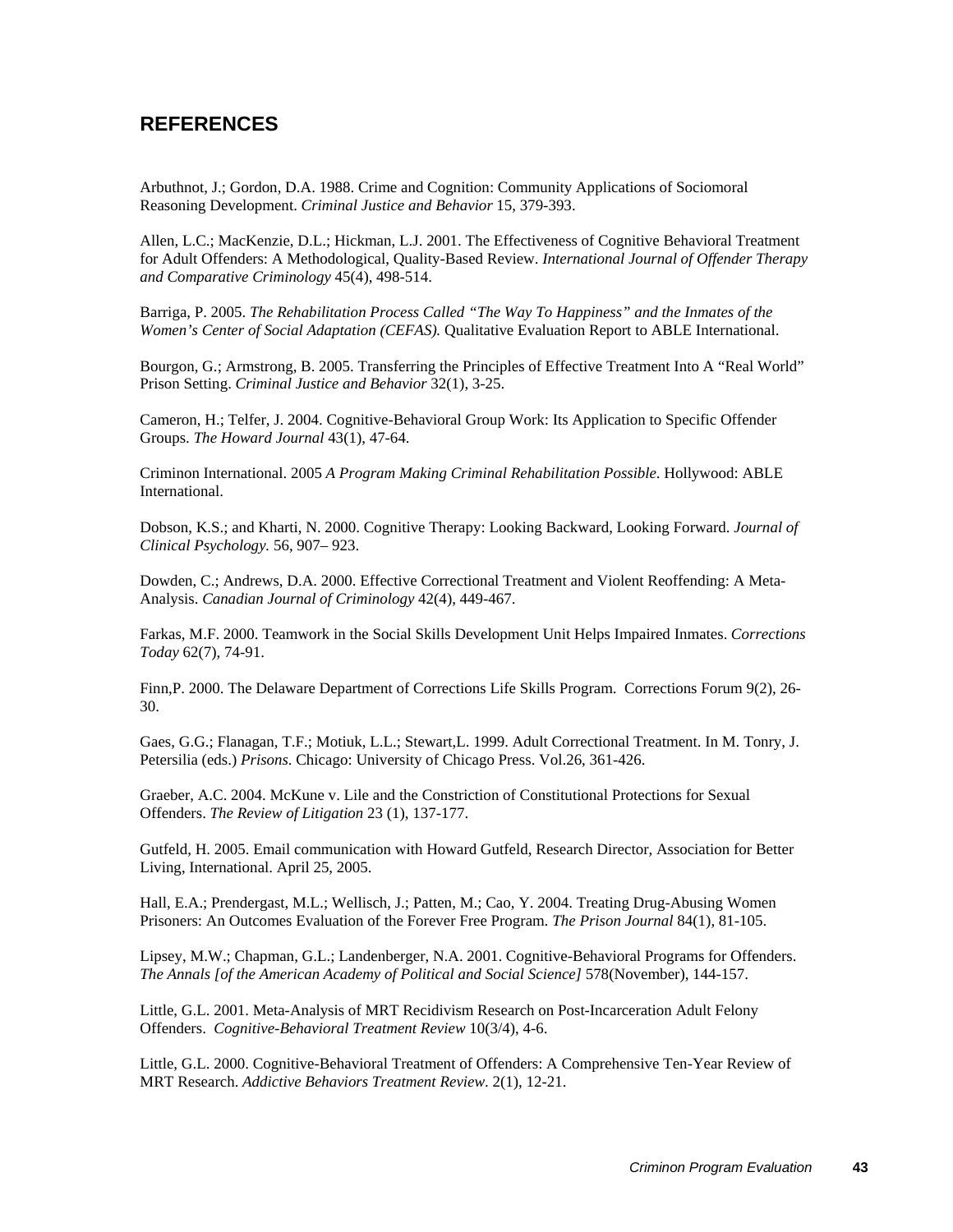## REFERENCES

Arbuthnot, J.; Gordon, D.A. 1988. Crime and Cognition: Community Applications of Sociomoral Reasoning Development. *Criminal Justice and Behavior* 15, 379-393.

Allen, L.C.; MacKenzie, D.L.; Hickman, L.J. 2001. The Effectiveness of Cognitive Behavioral Treatment for Adult Offenders: A Methodological, Quality-Based Review. *International Journal of Offender Therapy and Comparative Criminology* 45(4), 498-514.

Barriga, P. 2005. *The Rehabilitation Process Called "The Way To Happiness" and the Inmates of the Women's Center of Social Adaptation (CEFAS).* Qualitative Evaluation Report to ABLE International.

Bourgon, G.; Armstrong, B. 2005. Transferring the Principles of Effective Treatment Into A "Real World" Prison Setting. *Criminal Justice and Behavior* 32(1), 3-25.

Cameron, H.; Telfer, J. 2004. Cognitive-Behavioral Group Work: Its Application to Specific Offender Groups. *The Howard Journal* 43(1), 47-64.

Criminon International. 2005 *A Program Making Criminal Rehabilitation Possible*. Hollywood: ABLE International.

Dobson, K.S.; and Kharti, N. 2000. Cognitive Therapy: Looking Backward, Looking Forward. *Journal of Clinical Psychology.* 56, 907– 923.

Dowden, C.; Andrews, D.A. 2000. Effective Correctional Treatment and Violent Reoffending: A Meta-Analysis. *Canadian Journal of Criminology* 42(4), 449-467.

Farkas, M.F. 2000. Teamwork in the Social Skills Development Unit Helps Impaired Inmates. *Corrections Today* 62(7), 74-91.

Finn,P. 2000. The Delaware Department of Corrections Life Skills Program. Corrections Forum 9(2), 26-30.

Gaes, G.G.; Flanagan, T.F.; Motiuk, L.L.; Stewart,L. 1999. Adult Correctional Treatment. In M. Tonry, J. Petersilia (eds.) *Prisons*. Chicago: University of Chicago Press. Vol.26, 361-426.

Graeber, A.C. 2004. McKune v. Lile and the Constriction of Constitutional Protections for Sexual Offenders. *The Review of Litigation* 23 (1), 137-177.

Gutfeld, H. 2005. Email communication with Howard Gutfeld, Research Director, Association for Better Living, International. April 25, 2005.

Hall, E.A.; Prendergast, M.L.; Wellisch, J.; Patten, M.; Cao, Y. 2004. Treating Drug-Abusing Women Prisoners: An Outcomes Evaluation of the Forever Free Program. *The Prison Journal* 84(1), 81-105.

Lipsey, M.W.; Chapman, G.L.; Landenberger, N.A. 2001. Cognitive-Behavioral Programs for Offenders. *The Annals [of the American Academy of Political and Social Science]* 578(November), 144-157.

Little, G.L. 2001. Meta-Analysis of MRT Recidivism Research on Post-Incarceration Adult Felony Offenders. *Cognitive-Behavioral Treatment Review* 10(3/4), 4-6.

Little, G.L. 2000. Cognitive-Behavioral Treatment of Offenders: A Comprehensive Ten-Year Review of MRT Research. *Addictive Behaviors Treatment Review*. 2(1), 12-21.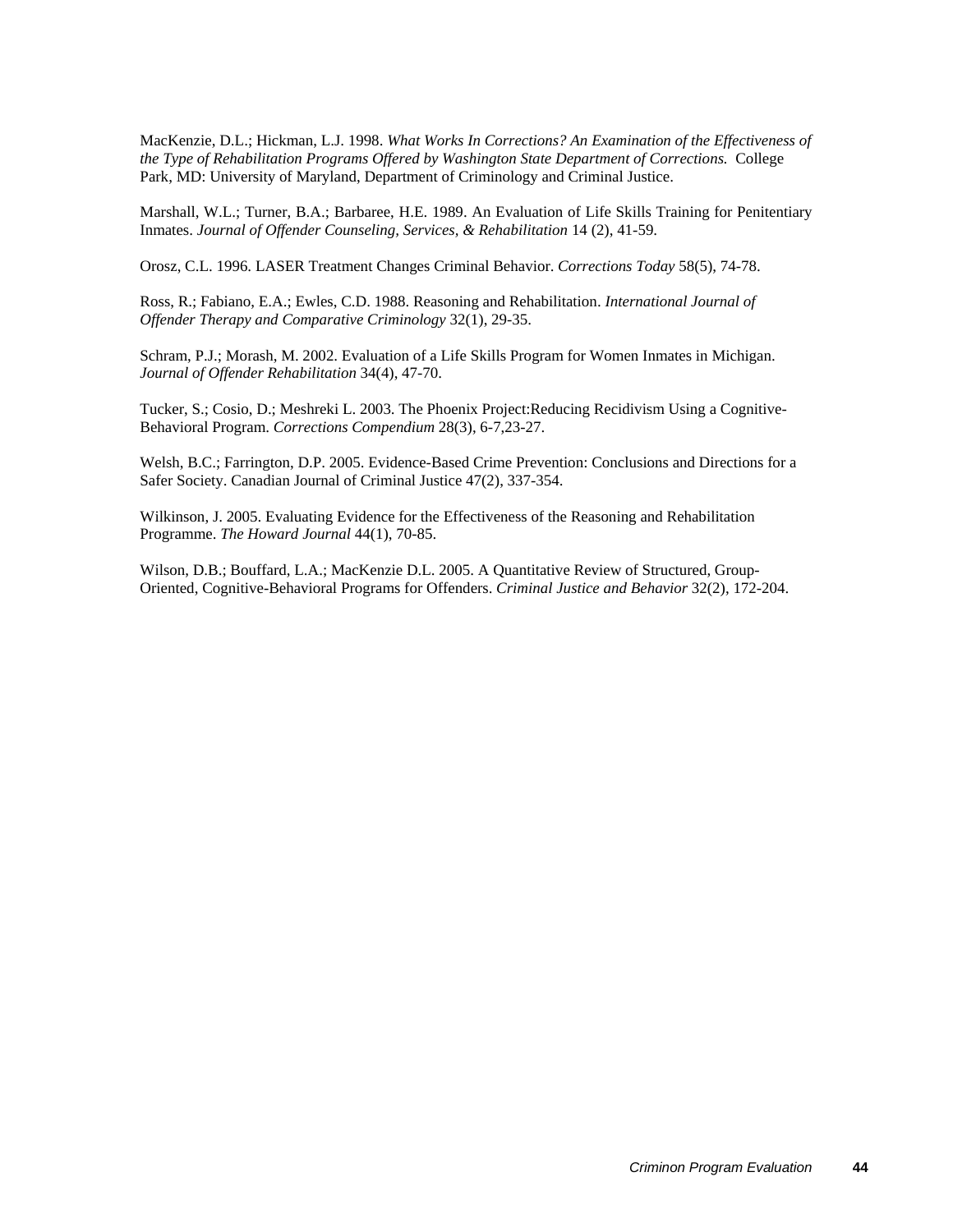MacKenzie, D.L.; Hickman, L.J. 1998. *What Works In Corrections? An Examination of the Effectiveness of the Type of Rehabilitation Programs Offered by Washington State Department of Corrections.* College Park, MD: University of Maryland, Department of Criminology and Criminal Justice.

Marshall, W.L.; Turner, B.A.; Barbaree, H.E. 1989. An Evaluation of Life Skills Training for Penitentiary Inmates. *Journal of Offender Counseling, Services, & Rehabilitation* 14 (2), 41-59.

Orosz, C.L. 1996. LASER Treatment Changes Criminal Behavior. *Corrections Today* 58(5), 74-78.

Ross, R.; Fabiano, E.A.; Ewles, C.D. 1988. Reasoning and Rehabilitation. *International Journal of Offender Therapy and Comparative Criminology* 32(1), 29-35.

Schram, P.J.; Morash, M. 2002. Evaluation of a Life Skills Program for Women Inmates in Michigan. *Journal of Offender Rehabilitation* 34(4), 47-70.

Tucker, S.; Cosio, D.; Meshreki L. 2003. The Phoenix Project:Reducing Recidivism Using a Cognitive-Behavioral Program. *Corrections Compendium* 28(3), 6-7,23-27.

Welsh, B.C.; Farrington, D.P. 2005. Evidence-Based Crime Prevention: Conclusions and Directions for a Safer Society. Canadian Journal of Criminal Justice 47(2), 337-354.

Wilkinson, J. 2005. Evaluating Evidence for the Effectiveness of the Reasoning and Rehabilitation Programme. *The Howard Journal* 44(1), 70-85.

Wilson, D.B.; Bouffard, L.A.; MacKenzie D.L. 2005. A Quantitative Review of Structured, Group-Oriented, Cognitive-Behavioral Programs for Offenders. *Criminal Justice and Behavior* 32(2), 172-204.